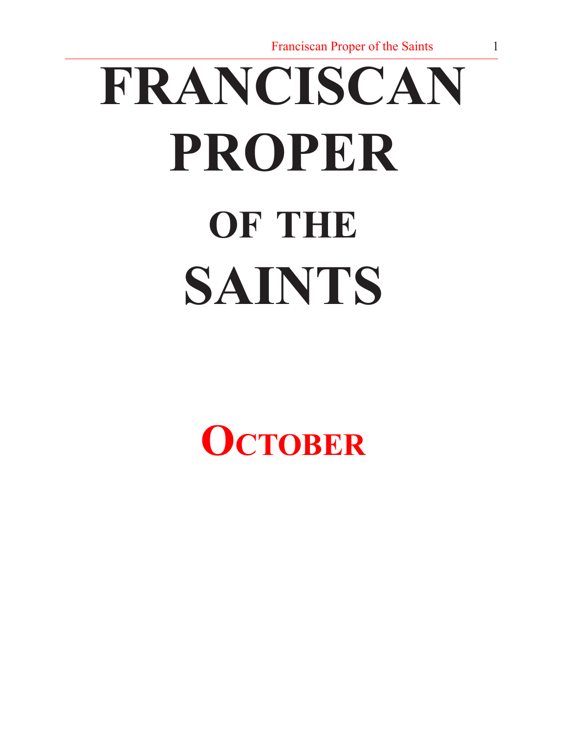# FRANCISCAN PROPER OF THE SAINTS

## OCTOBER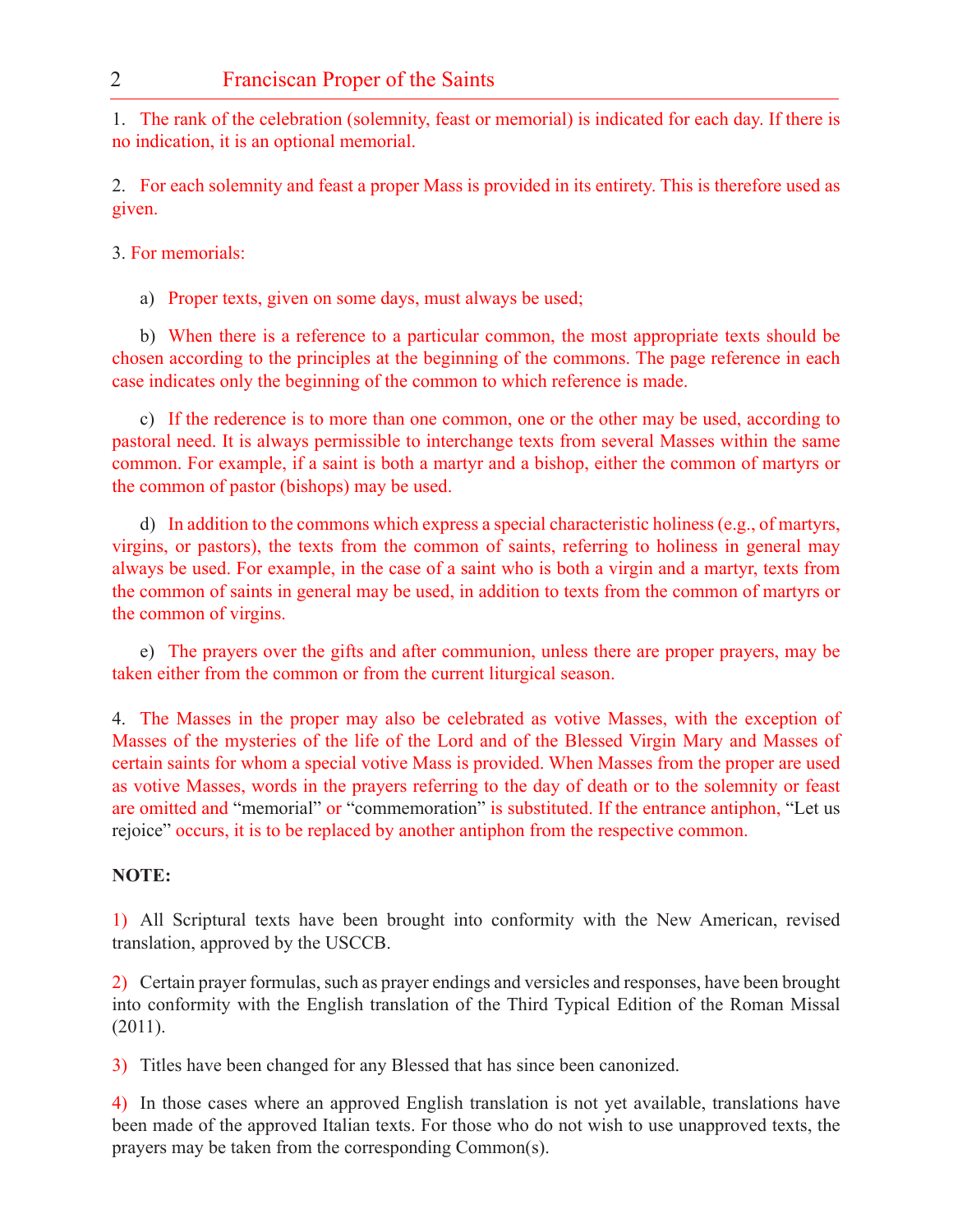1. The rank of the celebration (solemnity, feast or memorial) is indicated for each day. If there is no indication, it is an optional memorial.

2. For each solemnity and feast a proper Mass is provided in its entirety. This is therefore used as given.

3. For memorials:

a) Proper texts, given on some days, must always be used;

b) When there is a reference to a particular common, the most appropriate texts should be chosen according to the principles at the beginning of the commons. The page reference in each case indicates only the beginning of the common to which reference is made.

c) If the rederence is to more than one common, one or the other may be used, according to pastoral need. It is always permissible to interchange texts from several Masses within the same common. For example, if a saint is both a martyr and a bishop, either the common of martyrs or the common of pastor (bishops) may be used.

d) In addition to the commons which express a special characteristic holiness (e.g., of martyrs, virgins, or pastors), the texts from the common of saints, referring to holiness in general may always be used. For example, in the case of a saint who is both a virgin and a martyr, texts from the common of saints in general may be used, in addition to texts from the common of martyrs or the common of virgins.

e) The prayers over the gifts and after communion, unless there are proper prayers, may be taken either from the common or from the current liturgical season.

4. The Masses in the proper may also be celebrated as votive Masses, with the exception of Masses of the mysteries of the life of the Lord and of the Blessed Virgin Mary and Masses of certain saints for whom a special votive Mass is provided. When Masses from the proper are used as votive Masses, words in the prayers referring to the day of death or to the solemnity or feast are omitted and "memorial" or "commemoration" is substituted. If the entrance antiphon, "Let us rejoice" occurs, it is to be replaced by another antiphon from the respective common.

**NOTE:**

1) All Scriptural texts have been brought into conformity with the New American, revised translation, approved by the USCCB.

2) Certain prayer formulas, such as prayer endings and versicles and responses, have been brought into conformity with the English translation of the Third Typical Edition of the Roman Missal (2011).

3) Titles have been changed for any Blessed that has since been canonized.

4) In those cases where an approved English translation is not yet available, translations have been made of the approved Italian texts. For those who do not wish to use unapproved texts, the prayers may be taken from the corresponding Common(s).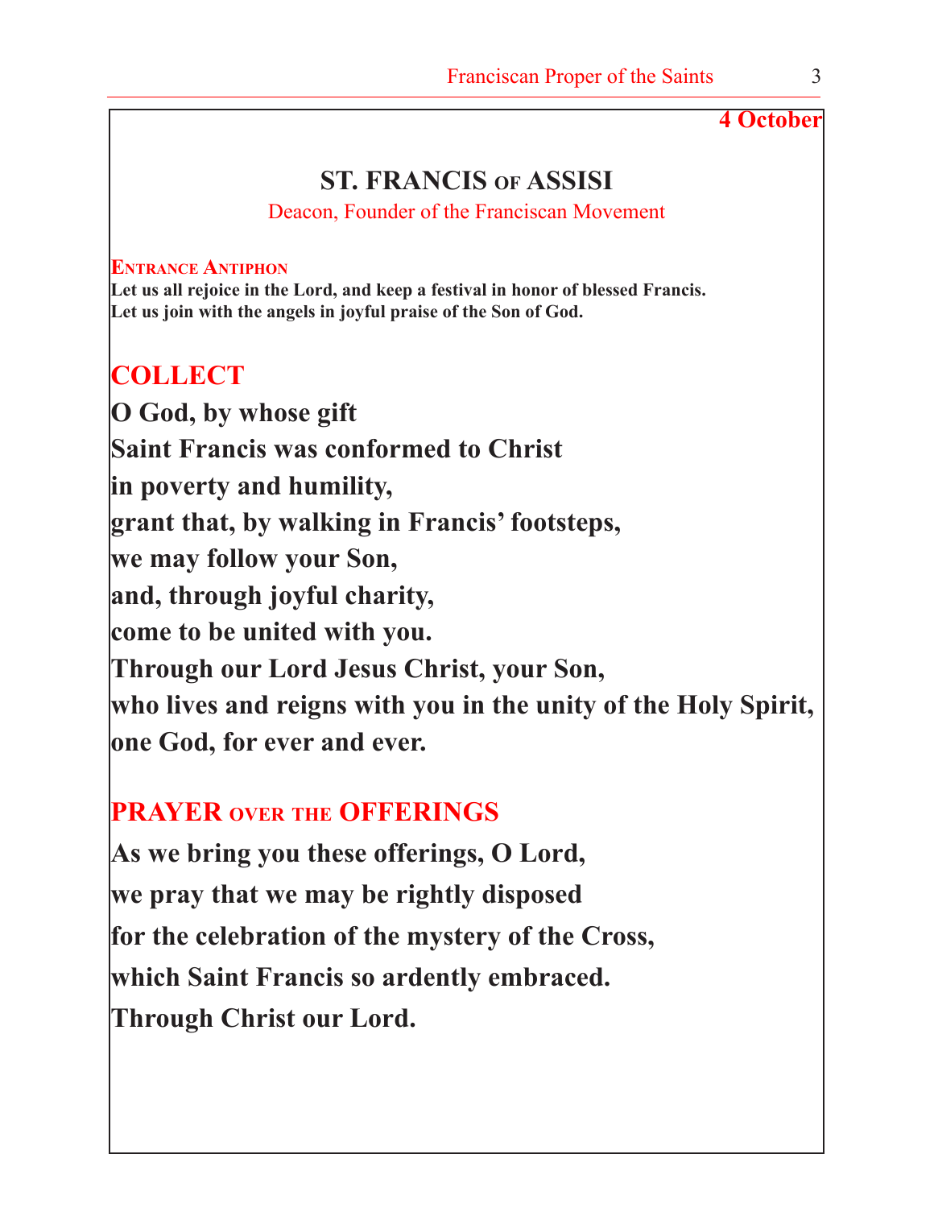**4 October**

# ST. FRANCIS OF ASSISI

Deacon, Founder of the Franciscan Movement

**ENTRANCE ANTIPHON**

**Let us all rejoice in the Lord, and keep a festival in honor of blessed Francis.**
**Let us join with the angels in joyful praise of the Son of God.**

## COLLECT

**O God, by whose gift**
**Saint Francis was conformed to Christ**
**in poverty and humility,**
**grant that, by walking in Francis' footsteps,**
**we may follow your Son,**
**and, through joyful charity,**
**come to be united with you.**
**Through our Lord Jesus Christ, your Son,**
**who lives and reigns with you in the unity of the Holy Spirit,**
**one God, for ever and ever.**

## PRAYER OVER THE OFFERINGS

**As we bring you these offerings, O Lord,**
**we pray that we may be rightly disposed**
**for the celebration of the mystery of the Cross,**
**which Saint Francis so ardently embraced.**
**Through Christ our Lord.**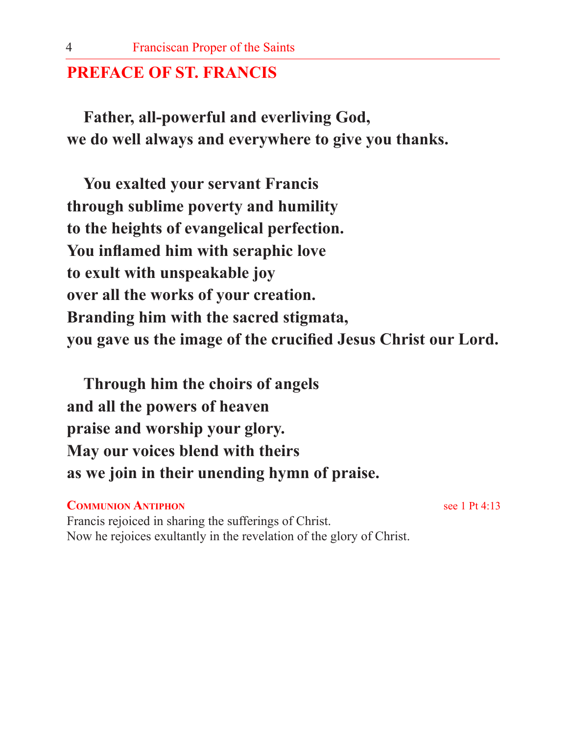## PREFACE OF ST. FRANCIS

**Father, all-powerful and everliving God,**
**we do well always and everywhere to give you thanks.**

**You exalted your servant Francis**
**through sublime poverty and humility**
**to the heights of evangelical perfection.**
**You inflamed him with seraphic love**
**to exult with unspeakable joy**
**over all the works of your creation.**
**Branding him with the sacred stigmata,**
**you gave us the image of the crucified Jesus Christ our Lord.**

**Through him the choirs of angels**
**and all the powers of heaven**
**praise and worship your glory.**
**May our voices blend with theirs**
**as we join in their unending hymn of praise.**

**Communion Antiphon** see 1 Pt 4:13

Francis rejoiced in sharing the sufferings of Christ.
Now he rejoices exultantly in the revelation of the glory of Christ.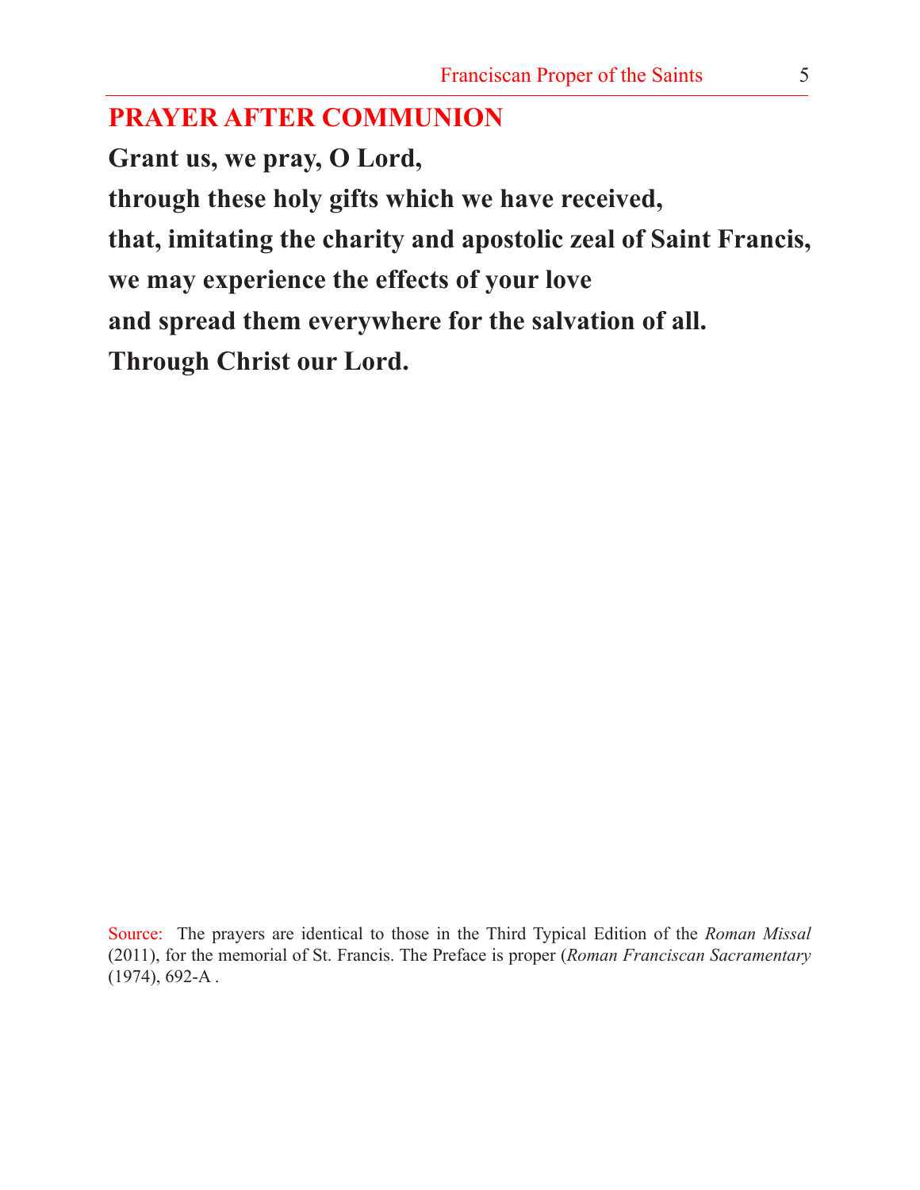## PRAYER AFTER COMMUNION

**Grant us, we pray, O Lord,**
**through these holy gifts which we have received,**
**that, imitating the charity and apostolic zeal of Saint Francis,**
**we may experience the effects of your love**
**and spread them everywhere for the salvation of all.**
**Through Christ our Lord.**

Source: The prayers are identical to those in the Third Typical Edition of the *Roman Missal* (2011), for the memorial of St. Francis. The Preface is proper (*Roman Franciscan Sacramentary* (1974), 692-A .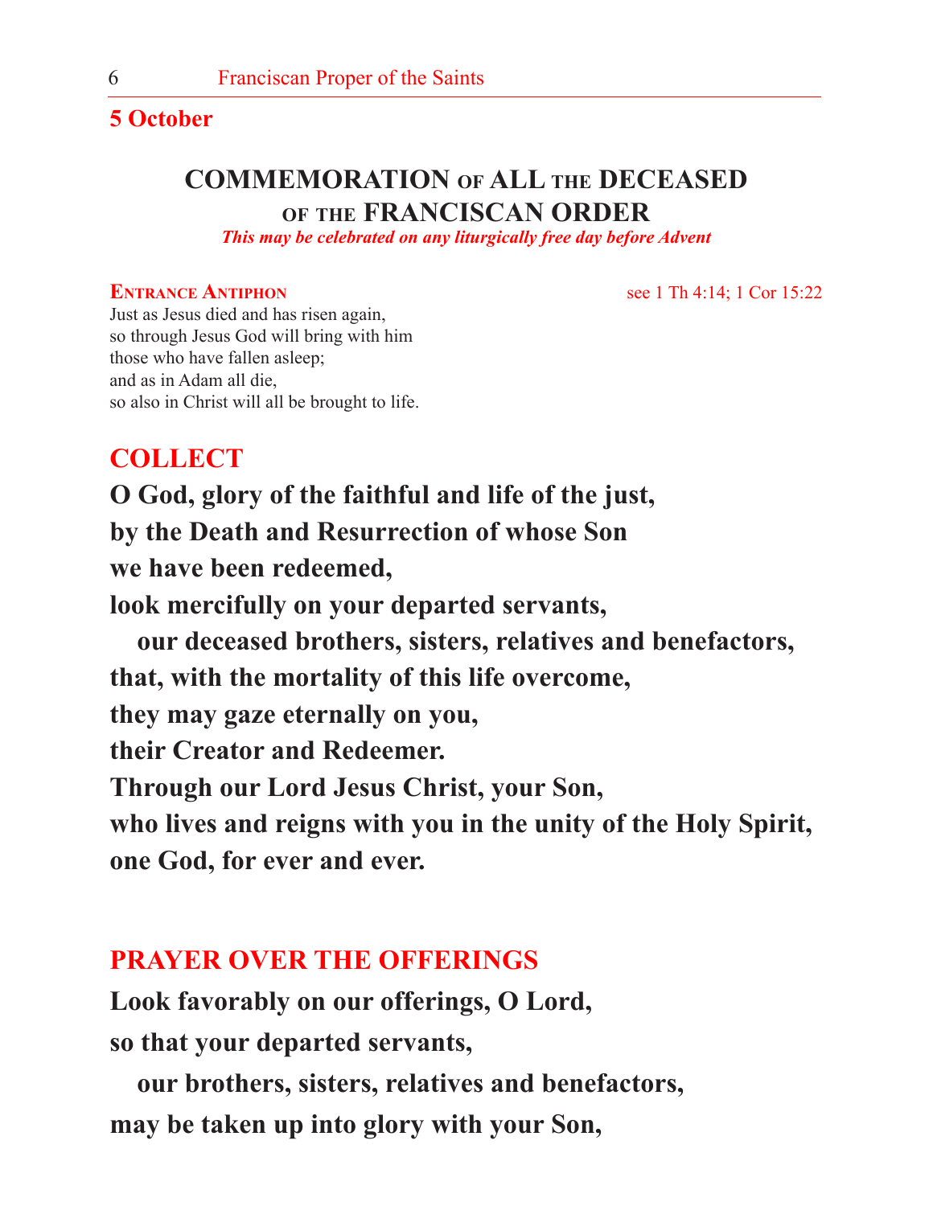**5 October**

# COMMEMORATION OF ALL THE DECEASED OF THE FRANCISCAN ORDER

*This may be celebrated on any liturgically free day before Advent*

**Entrance Antiphon** see 1 Th 4:14; 1 Cor 15:22

Just as Jesus died and has risen again,
so through Jesus God will bring with him
those who have fallen asleep;
and as in Adam all die,
so also in Christ will all be brought to life.

## COLLECT

**O God, glory of the faithful and life of the just,**
**by the Death and Resurrection of whose Son**
**we have been redeemed,**
**look mercifully on your departed servants,**
**our deceased brothers, sisters, relatives and benefactors,**
**that, with the mortality of this life overcome,**
**they may gaze eternally on you,**
**their Creator and Redeemer.**
**Through our Lord Jesus Christ, your Son,**
**who lives and reigns with you in the unity of the Holy Spirit,**
**one God, for ever and ever.**

## PRAYER OVER THE OFFERINGS

**Look favorably on our offerings, O Lord,**
**so that your departed servants,**
**our brothers, sisters, relatives and benefactors,**
**may be taken up into glory with your Son,**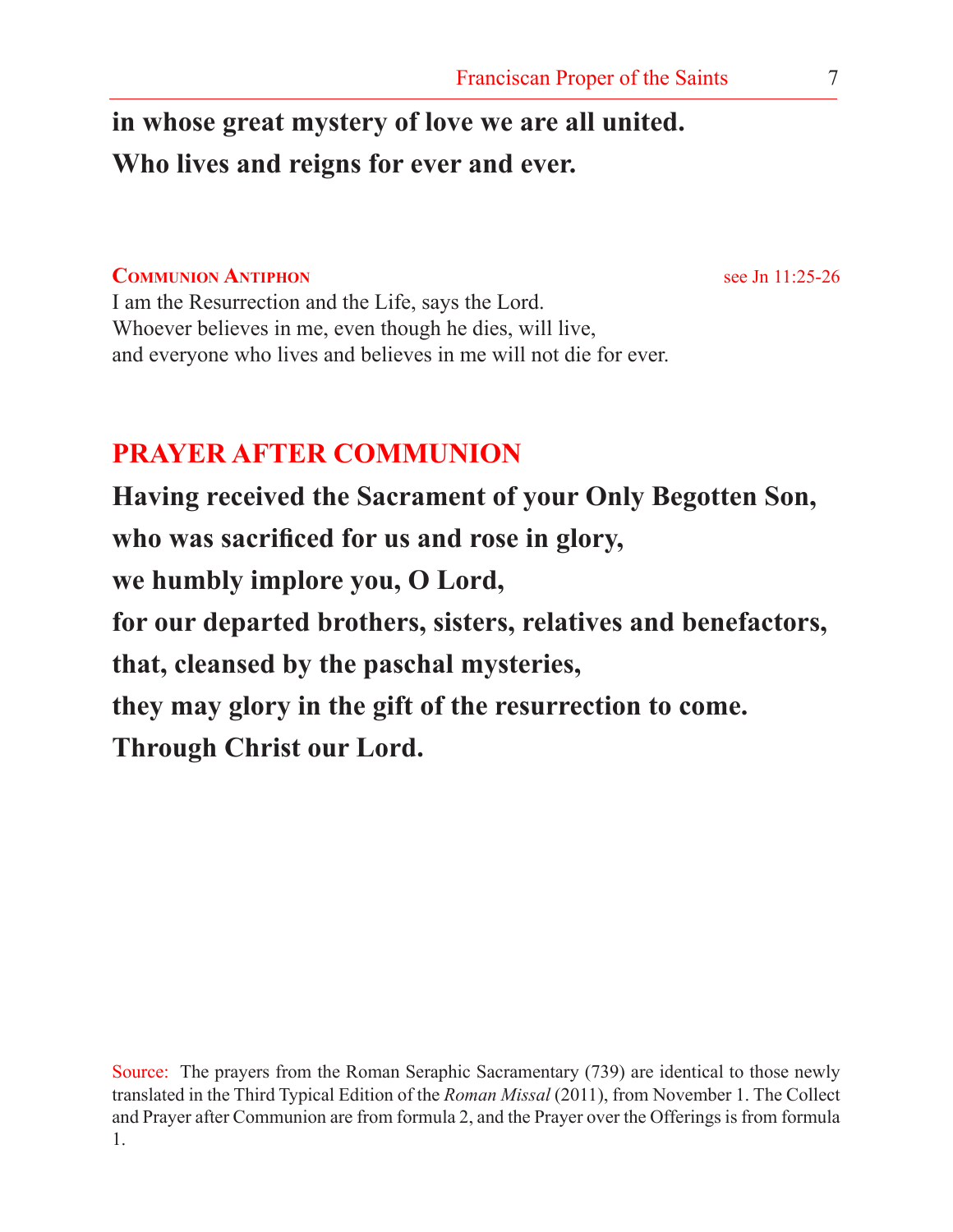**in whose great mystery of love we are all united.**
**Who lives and reigns for ever and ever.**

**Communion Antiphon** see Jn 11:25-26

I am the Resurrection and the Life, says the Lord.
Whoever believes in me, even though he dies, will live,
and everyone who lives and believes in me will not die for ever.

## PRAYER AFTER COMMUNION

**Having received the Sacrament of your Only Begotten Son,**
**who was sacrificed for us and rose in glory,**
**we humbly implore you, O Lord,**
**for our departed brothers, sisters, relatives and benefactors,**
**that, cleansed by the paschal mysteries,**
**they may glory in the gift of the resurrection to come.**
**Through Christ our Lord.**

Source: The prayers from the Roman Seraphic Sacramentary (739) are identical to those newly translated in the Third Typical Edition of the *Roman Missal* (2011), from November 1. The Collect and Prayer after Communion are from formula 2, and the Prayer over the Offerings is from formula 1.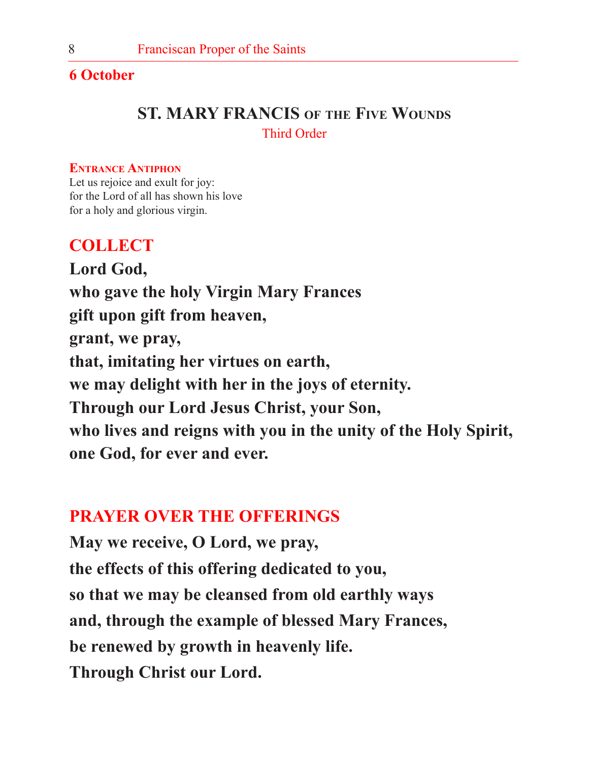**6 October**

## ST. MARY FRANCIS OF THE FIVE WOUNDS

Third Order

**ENTRANCE ANTIPHON**

Let us rejoice and exult for joy:
for the Lord of all has shown his love
for a holy and glorious virgin.

### COLLECT

**Lord God,**
**who gave the holy Virgin Mary Frances**
**gift upon gift from heaven,**
**grant, we pray,**
**that, imitating her virtues on earth,**
**we may delight with her in the joys of eternity.**
**Through our Lord Jesus Christ, your Son,**
**who lives and reigns with you in the unity of the Holy Spirit,**
**one God, for ever and ever.**

### PRAYER OVER THE OFFERINGS

**May we receive, O Lord, we pray,**
**the effects of this offering dedicated to you,**
**so that we may be cleansed from old earthly ways**
**and, through the example of blessed Mary Frances,**
**be renewed by growth in heavenly life.**
**Through Christ our Lord.**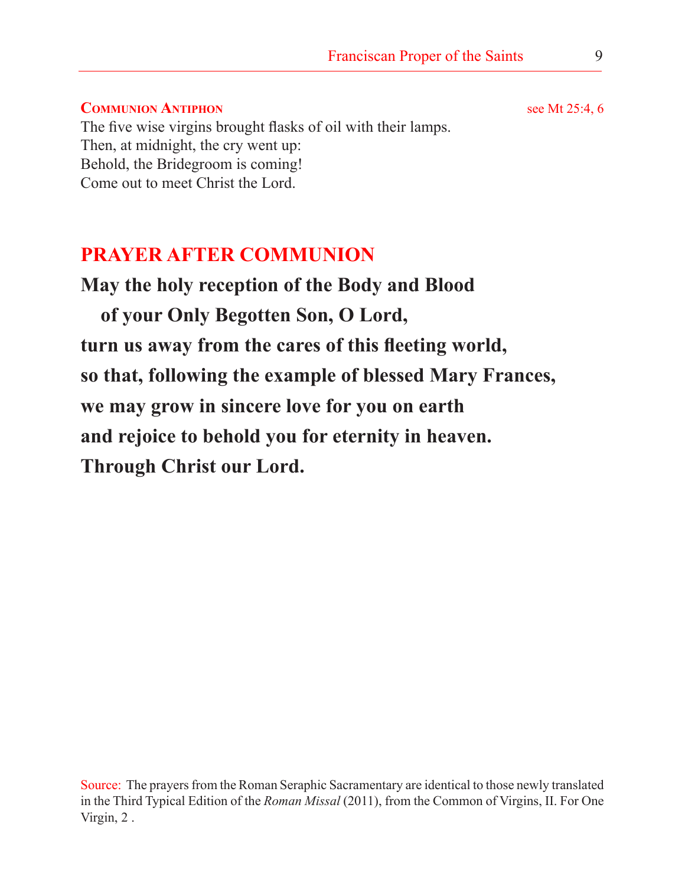**COMMUNION ANTIPHON** see Mt 25:4, 6

The five wise virgins brought flasks of oil with their lamps.
Then, at midnight, the cry went up:
Behold, the Bridegroom is coming!
Come out to meet Christ the Lord.

## PRAYER AFTER COMMUNION

**May the holy reception of the Body and Blood**
**of your Only Begotten Son, O Lord,**
**turn us away from the cares of this fleeting world,**
**so that, following the example of blessed Mary Frances,**
**we may grow in sincere love for you on earth**
**and rejoice to behold you for eternity in heaven.**
**Through Christ our Lord.**

Source: The prayers from the Roman Seraphic Sacramentary are identical to those newly translated in the Third Typical Edition of the *Roman Missal* (2011), from the Common of Virgins, II. For One Virgin, 2 .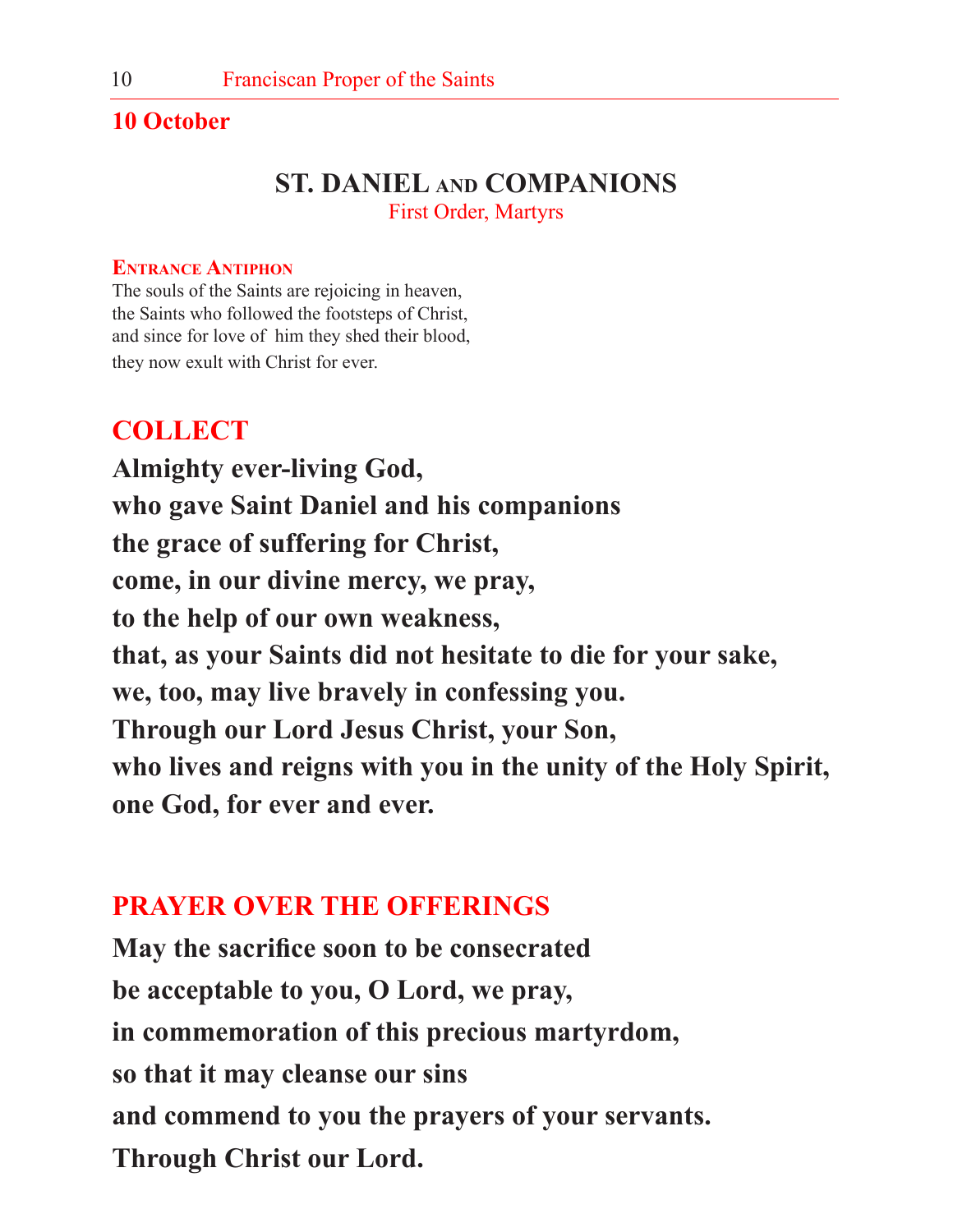**10 October**

## ST. DANIEL AND COMPANIONS

First Order, Martyrs

**Entrance Antiphon**

The souls of the Saints are rejoicing in heaven,
the Saints who followed the footsteps of Christ,
and since for love of him they shed their blood,
they now exult with Christ for ever.

### COLLECT

**Almighty ever-living God,**
**who gave Saint Daniel and his companions**
**the grace of suffering for Christ,**
**come, in our divine mercy, we pray,**
**to the help of our own weakness,**
**that, as your Saints did not hesitate to die for your sake,**
**we, too, may live bravely in confessing you.**
**Through our Lord Jesus Christ, your Son,**
**who lives and reigns with you in the unity of the Holy Spirit,**
**one God, for ever and ever.**

### PRAYER OVER THE OFFERINGS

**May the sacrifice soon to be consecrated**
**be acceptable to you, O Lord, we pray,**
**in commemoration of this precious martyrdom,**
**so that it may cleanse our sins**
**and commend to you the prayers of your servants.**
**Through Christ our Lord.**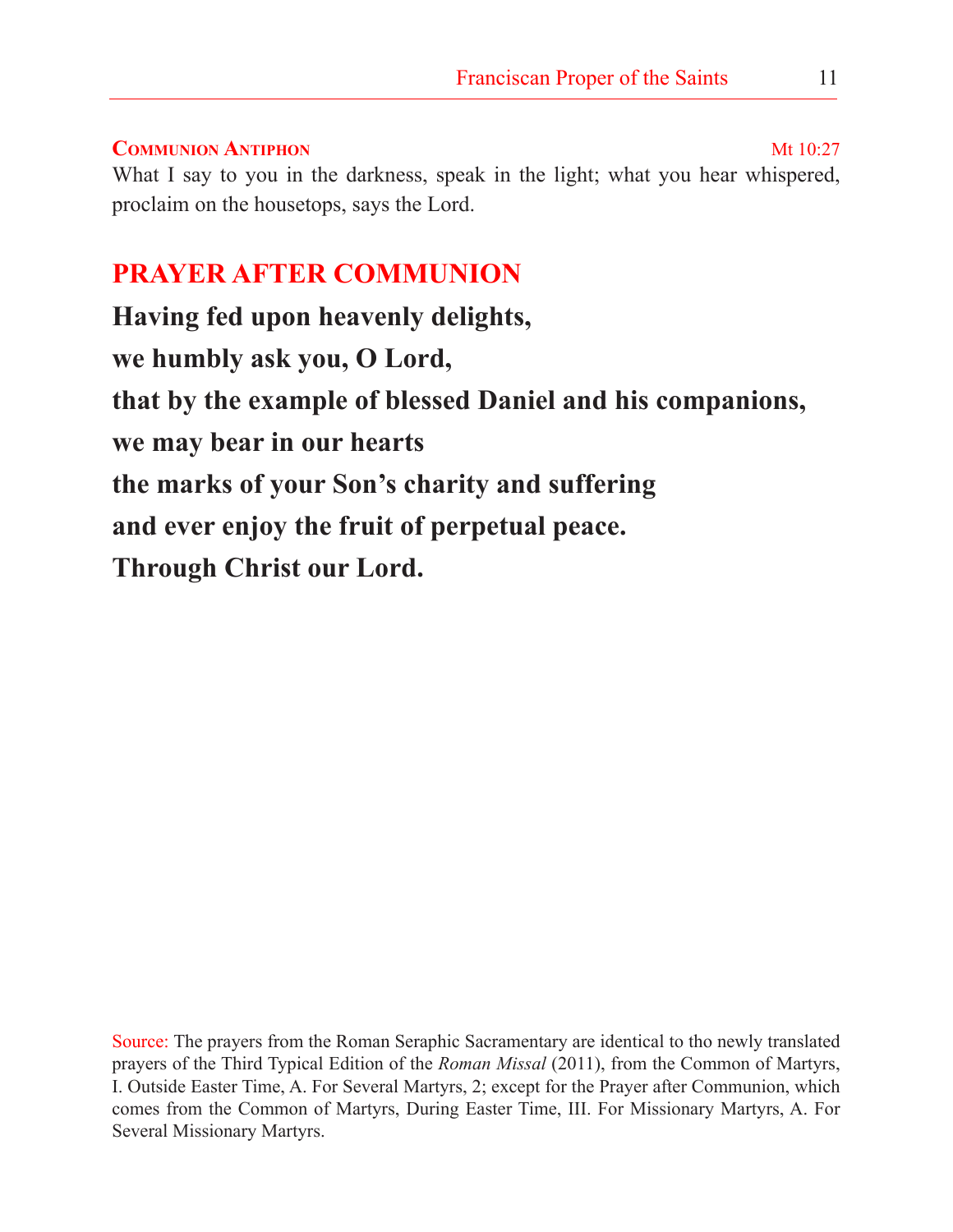**COMMUNION ANTIPHON** Mt 10:27

What I say to you in the darkness, speak in the light; what you hear whispered, proclaim on the housetops, says the Lord.

## PRAYER AFTER COMMUNION

**Having fed upon heavenly delights,**
**we humbly ask you, O Lord,**
**that by the example of blessed Daniel and his companions,**
**we may bear in our hearts**
**the marks of your Son's charity and suffering**
**and ever enjoy the fruit of perpetual peace.**
**Through Christ our Lord.**

Source: The prayers from the Roman Seraphic Sacramentary are identical to tho newly translated prayers of the Third Typical Edition of the *Roman Missal* (2011), from the Common of Martyrs, I. Outside Easter Time, A. For Several Martyrs, 2; except for the Prayer after Communion, which comes from the Common of Martyrs, During Easter Time, III. For Missionary Martyrs, A. For Several Missionary Martyrs.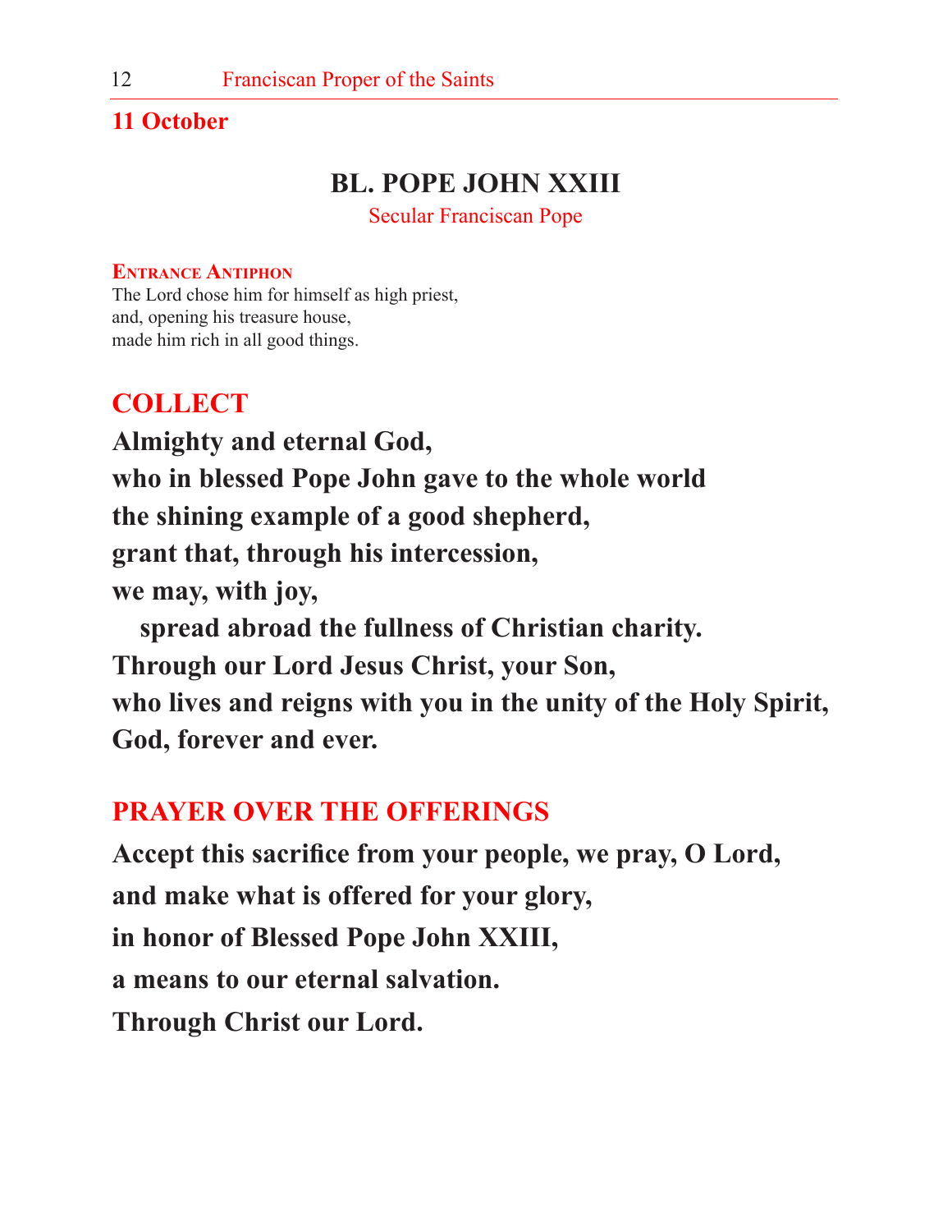**11 October**

# BL. POPE JOHN XXIII

Secular Franciscan Pope

**Entrance Antiphon**

The Lord chose him for himself as high priest,
and, opening his treasure house,
made him rich in all good things.

## COLLECT

**Almighty and eternal God,**
**who in blessed Pope John gave to the whole world**
**the shining example of a good shepherd,**
**grant that, through his intercession,**
**we may, with joy,**
**spread abroad the fullness of Christian charity.**
**Through our Lord Jesus Christ, your Son,**
**who lives and reigns with you in the unity of the Holy Spirit,**
**God, forever and ever.**

## PRAYER OVER THE OFFERINGS

**Accept this sacrifice from your people, we pray, O Lord,**
**and make what is offered for your glory,**
**in honor of Blessed Pope John XXIII,**
**a means to our eternal salvation.**
**Through Christ our Lord.**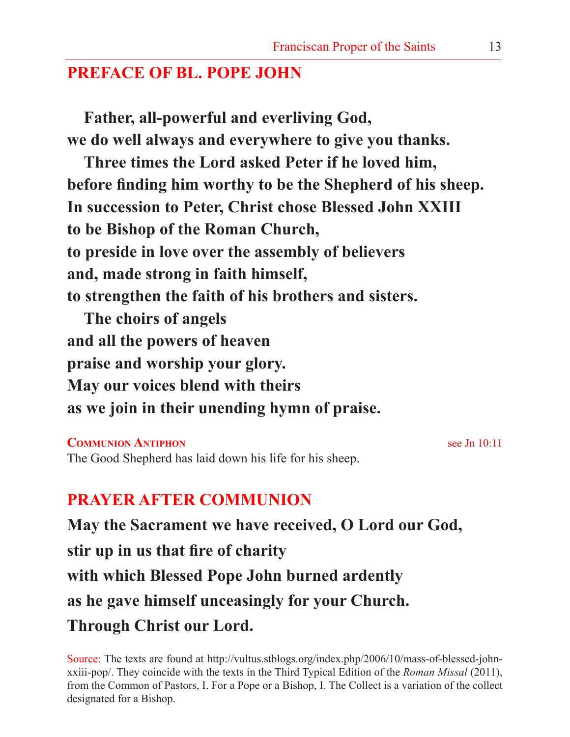## PREFACE OF BL. POPE JOHN

**Father, all-powerful and everliving God,**
**we do well always and everywhere to give you thanks.**
**Three times the Lord asked Peter if he loved him,**
**before finding him worthy to be the Shepherd of his sheep.**
**In succession to Peter, Christ chose Blessed John XXIII**
**to be Bishop of the Roman Church,**
**to preside in love over the assembly of believers**
**and, made strong in faith himself,**
**to strengthen the faith of his brothers and sisters.**
**The choirs of angels**
**and all the powers of heaven**
**praise and worship your glory.**
**May our voices blend with theirs**
**as we join in their unending hymn of praise.**

**Communion Antiphon** — see Jn 10:11

The Good Shepherd has laid down his life for his sheep.

## PRAYER AFTER COMMUNION

**May the Sacrament we have received, O Lord our God,**
**stir up in us that fire of charity**
**with which Blessed Pope John burned ardently**
**as he gave himself unceasingly for your Church.**
**Through Christ our Lord.**

Source: The texts are found at http://vultus.stblogs.org/index.php/2006/10/mass-of-blessed-john-xxiii-pop/. They coincide with the texts in the Third Typical Edition of the *Roman Missal* (2011), from the Common of Pastors, I. For a Pope or a Bishop, I. The Collect is a variation of the collect designated for a Bishop.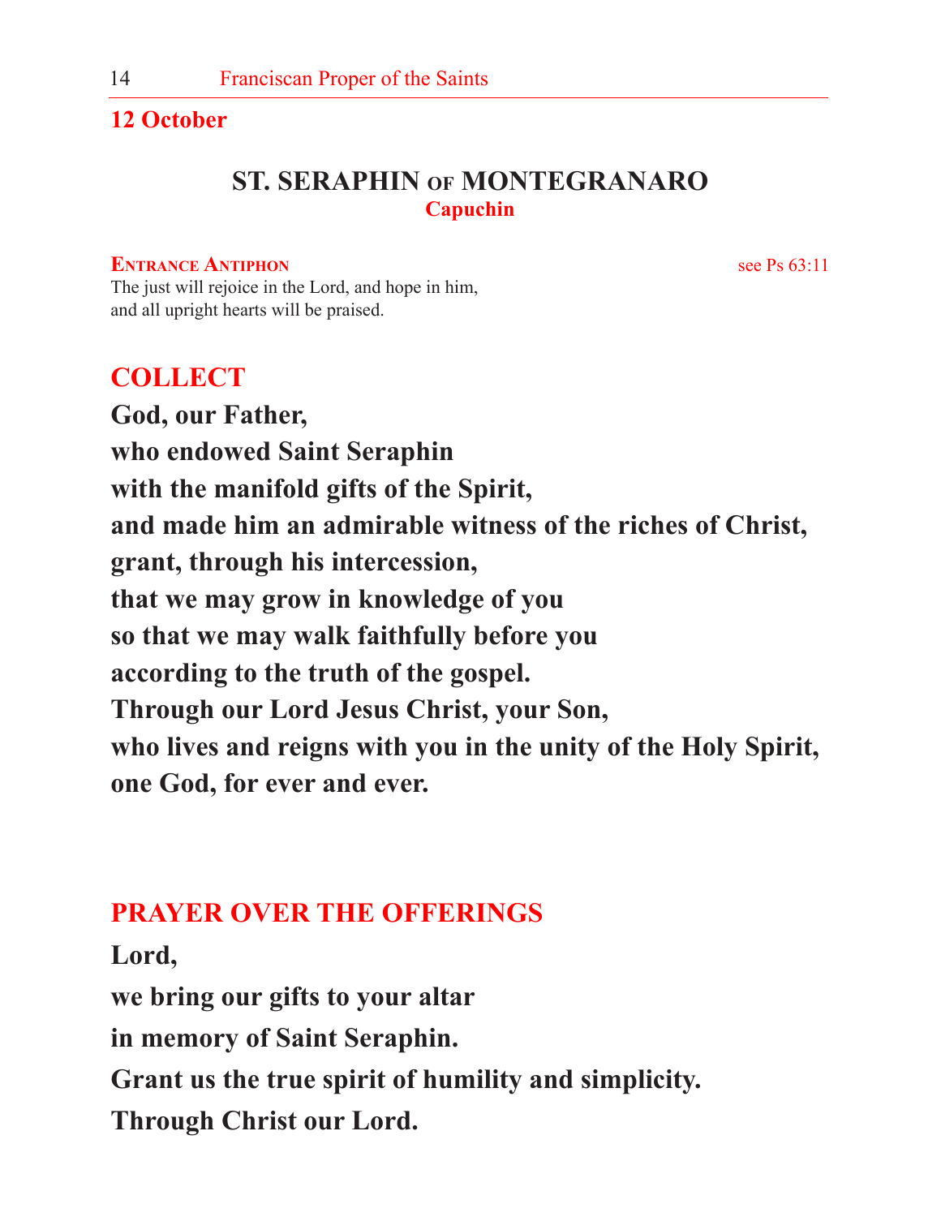**12 October**

## ST. SERAPHIN OF MONTEGRANARO

**Capuchin**

**ENTRANCE ANTIPHON** see Ps 63:11

The just will rejoice in the Lord, and hope in him,
and all upright hearts will be praised.

### COLLECT

**God, our Father,**
**who endowed Saint Seraphin**
**with the manifold gifts of the Spirit,**
**and made him an admirable witness of the riches of Christ,**
**grant, through his intercession,**
**that we may grow in knowledge of you**
**so that we may walk faithfully before you**
**according to the truth of the gospel.**
**Through our Lord Jesus Christ, your Son,**
**who lives and reigns with you in the unity of the Holy Spirit,**
**one God, for ever and ever.**

### PRAYER OVER THE OFFERINGS

**Lord,**
**we bring our gifts to your altar**
**in memory of Saint Seraphin.**
**Grant us the true spirit of humility and simplicity.**
**Through Christ our Lord.**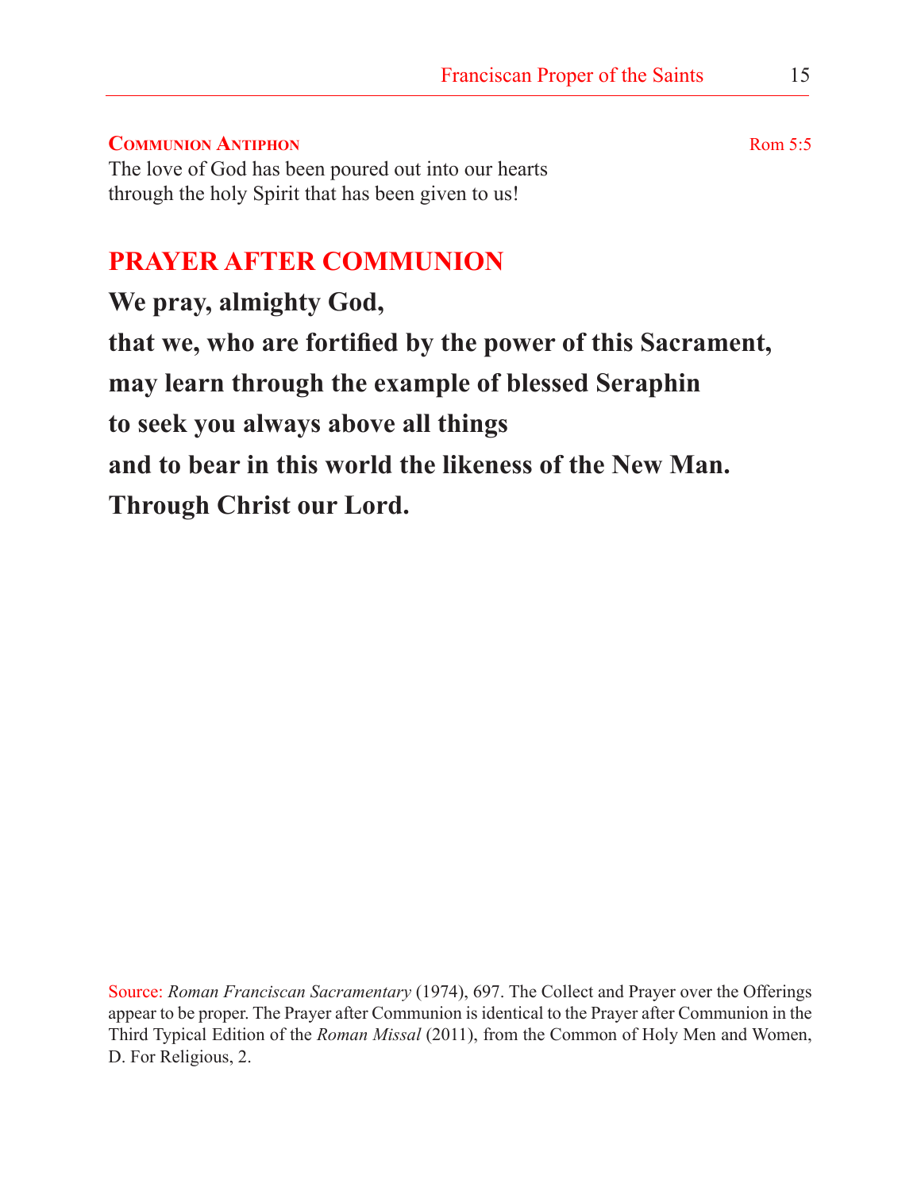**Communion Antiphon** Rom 5:5

The love of God has been poured out into our hearts
through the holy Spirit that has been given to us!

## PRAYER AFTER COMMUNION

**We pray, almighty God,**
**that we, who are fortified by the power of this Sacrament,**
**may learn through the example of blessed Seraphin**
**to seek you always above all things**
**and to bear in this world the likeness of the New Man.**
**Through Christ our Lord.**

Source: *Roman Franciscan Sacramentary* (1974), 697. The Collect and Prayer over the Offerings appear to be proper. The Prayer after Communion is identical to the Prayer after Communion in the Third Typical Edition of the *Roman Missal* (2011), from the Common of Holy Men and Women, D. For Religious, 2.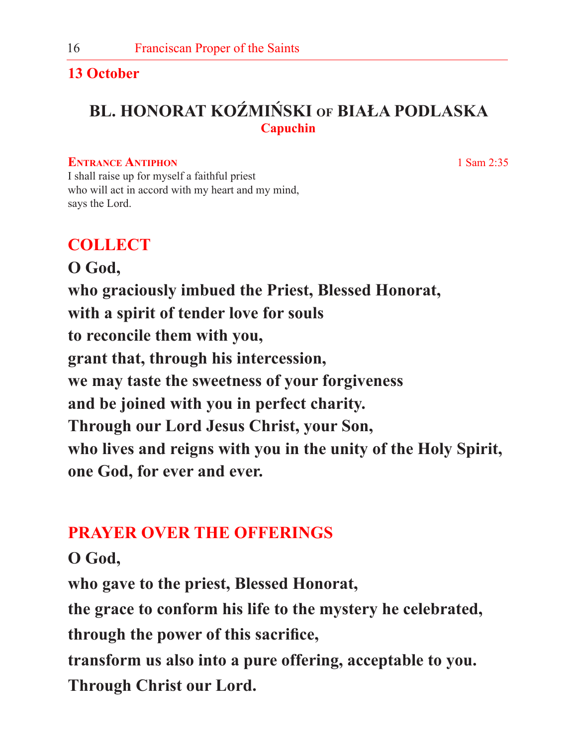**13 October**

## BL. HONORAT KOŹMIŃSKI OF BIAŁA PODLASKA

**Capuchin**

**ENTRANCE ANTIPHON** 1 Sam 2:35

I shall raise up for myself a faithful priest
who will act in accord with my heart and my mind,
says the Lord.

### COLLECT

**O God,**
**who graciously imbued the Priest, Blessed Honorat,**
**with a spirit of tender love for souls**
**to reconcile them with you,**
**grant that, through his intercession,**
**we may taste the sweetness of your forgiveness**
**and be joined with you in perfect charity.**
**Through our Lord Jesus Christ, your Son,**
**who lives and reigns with you in the unity of the Holy Spirit,**
**one God, for ever and ever.**

### PRAYER OVER THE OFFERINGS

**O God,**
**who gave to the priest, Blessed Honorat,**
**the grace to conform his life to the mystery he celebrated,**
**through the power of this sacrifice,**
**transform us also into a pure offering, acceptable to you.**
**Through Christ our Lord.**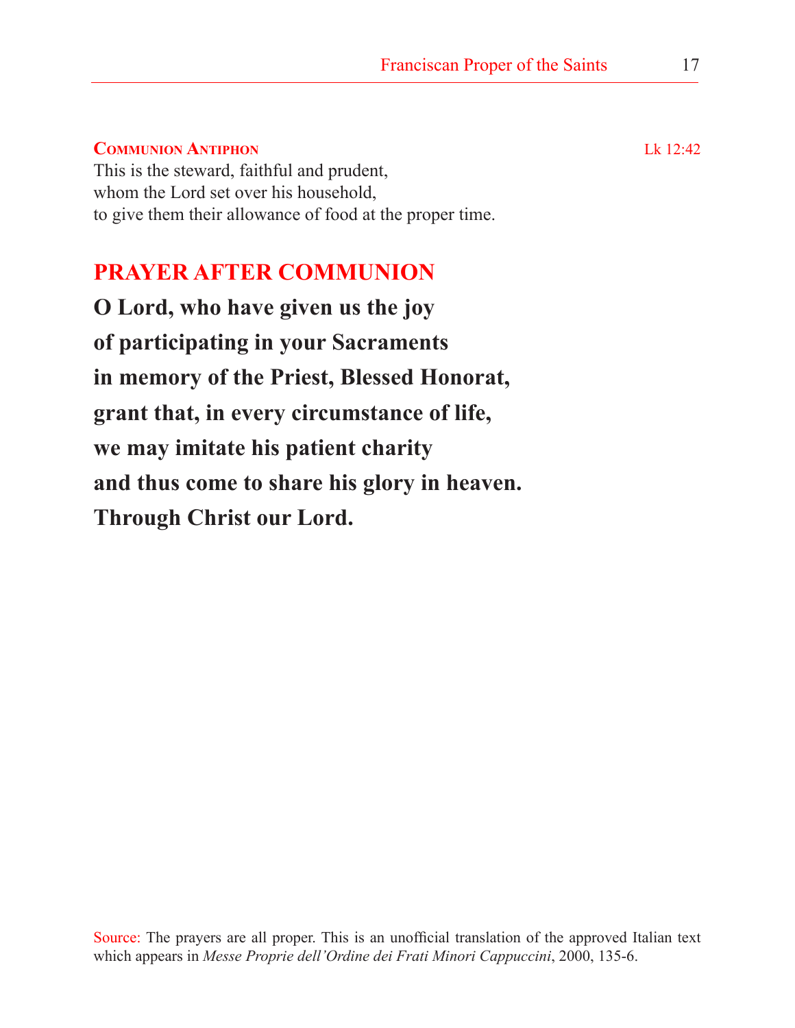**COMMUNION ANTIPHON** Lk 12:42

This is the steward, faithful and prudent,
whom the Lord set over his household,
to give them their allowance of food at the proper time.

## PRAYER AFTER COMMUNION

**O Lord, who have given us the joy**
**of participating in your Sacraments**
**in memory of the Priest, Blessed Honorat,**
**grant that, in every circumstance of life,**
**we may imitate his patient charity**
**and thus come to share his glory in heaven.**
**Through Christ our Lord.**

Source: The prayers are all proper. This is an unofficial translation of the approved Italian text which appears in *Messe Proprie dell'Ordine dei Frati Minori Cappuccini*, 2000, 135-6.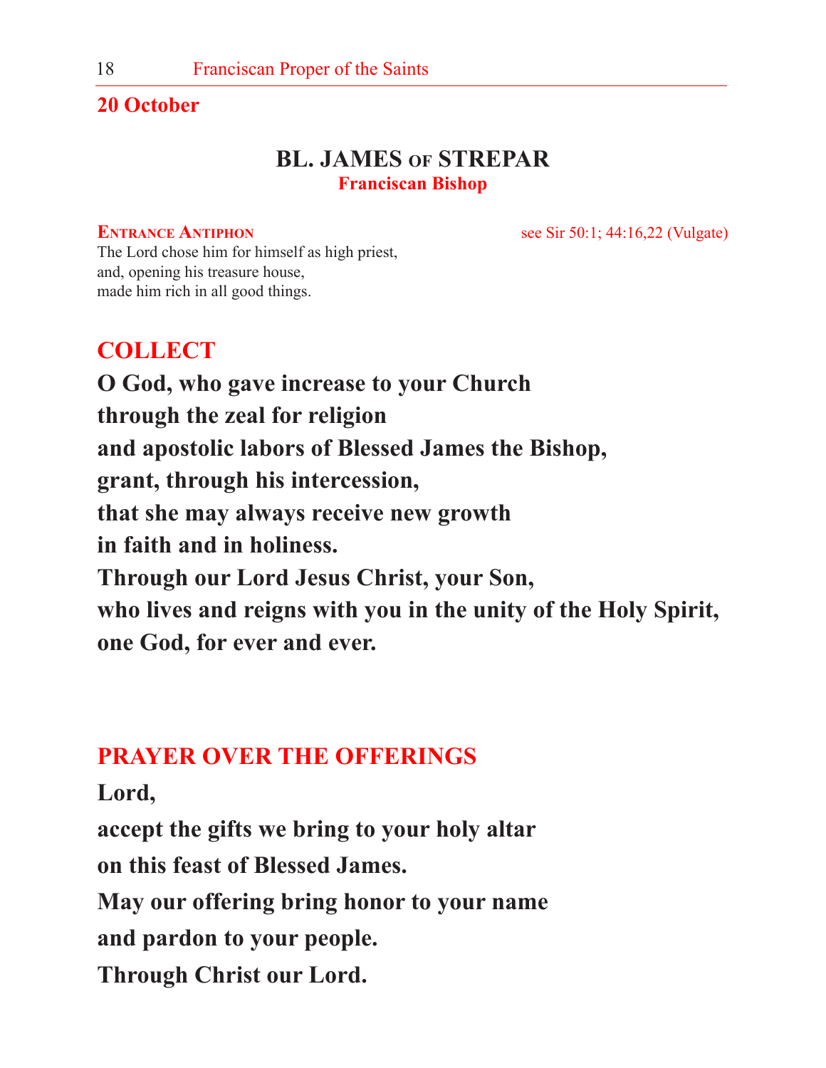**20 October**

## BL. JAMES of STREPAR

**Franciscan Bishop**

**Entrance Antiphon** see Sir 50:1; 44:16,22 (Vulgate)

The Lord chose him for himself as high priest,
and, opening his treasure house,
made him rich in all good things.

## COLLECT

**O God, who gave increase to your Church**
**through the zeal for religion**
**and apostolic labors of Blessed James the Bishop,**
**grant, through his intercession,**
**that she may always receive new growth**
**in faith and in holiness.**
**Through our Lord Jesus Christ, your Son,**
**who lives and reigns with you in the unity of the Holy Spirit,**
**one God, for ever and ever.**

## PRAYER OVER THE OFFERINGS

**Lord,**
**accept the gifts we bring to your holy altar**
**on this feast of Blessed James.**
**May our offering bring honor to your name**
**and pardon to your people.**
**Through Christ our Lord.**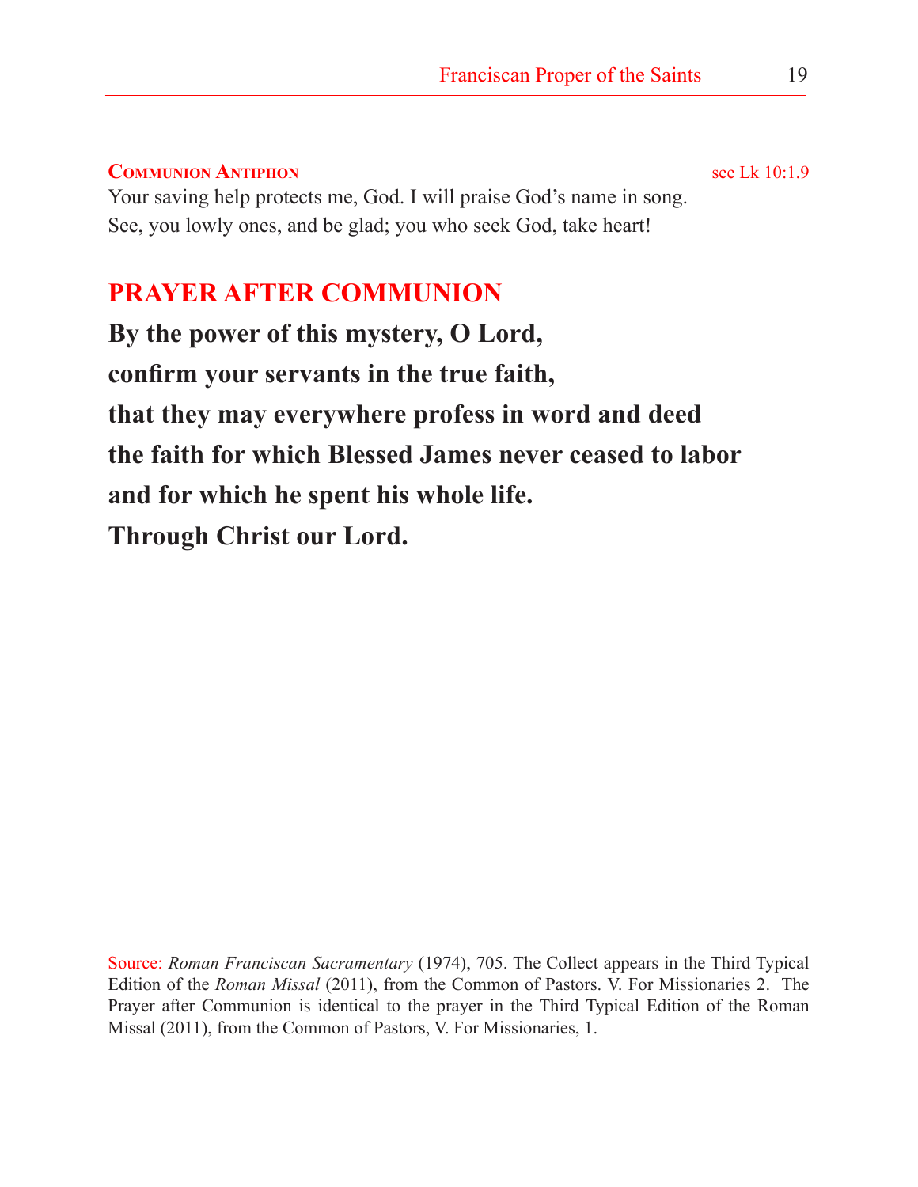**Communion Antiphon** see Lk 10:1.9

Your saving help protects me, God. I will praise God's name in song.
See, you lowly ones, and be glad; you who seek God, take heart!

## PRAYER AFTER COMMUNION

**By the power of this mystery, O Lord,**
**confirm your servants in the true faith,**
**that they may everywhere profess in word and deed**
**the faith for which Blessed James never ceased to labor**
**and for which he spent his whole life.**
**Through Christ our Lord.**

Source: *Roman Franciscan Sacramentary* (1974), 705. The Collect appears in the Third Typical Edition of the *Roman Missal* (2011), from the Common of Pastors. V. For Missionaries 2. The Prayer after Communion is identical to the prayer in the Third Typical Edition of the Roman Missal (2011), from the Common of Pastors, V. For Missionaries, 1.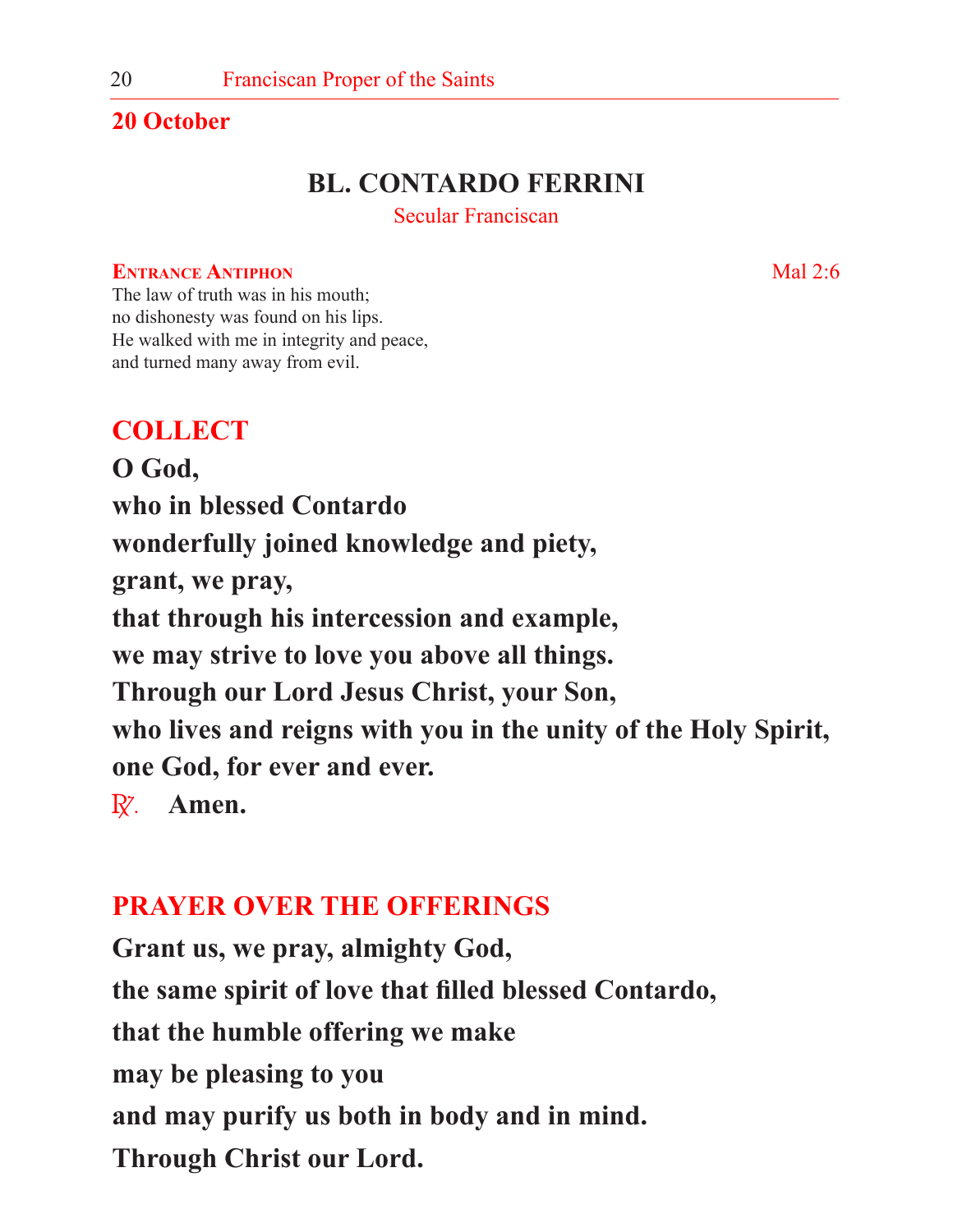**20 October**

# BL. CONTARDO FERRINI

Secular Franciscan

**ENTRANCE ANTIPHON** Mal 2:6

The law of truth was in his mouth;
no dishonesty was found on his lips.
He walked with me in integrity and peace,
and turned many away from evil.

## COLLECT

**O God,**
**who in blessed Contardo**
**wonderfully joined knowledge and piety,**
**grant, we pray,**
**that through his intercession and example,**
**we may strive to love you above all things.**
**Through our Lord Jesus Christ, your Son,**
**who lives and reigns with you in the unity of the Holy Spirit,**
**one God, for ever and ever.**

℟. **Amen.**

## PRAYER OVER THE OFFERINGS

**Grant us, we pray, almighty God,**
**the same spirit of love that filled blessed Contardo,**
**that the humble offering we make**
**may be pleasing to you**
**and may purify us both in body and in mind.**
**Through Christ our Lord.**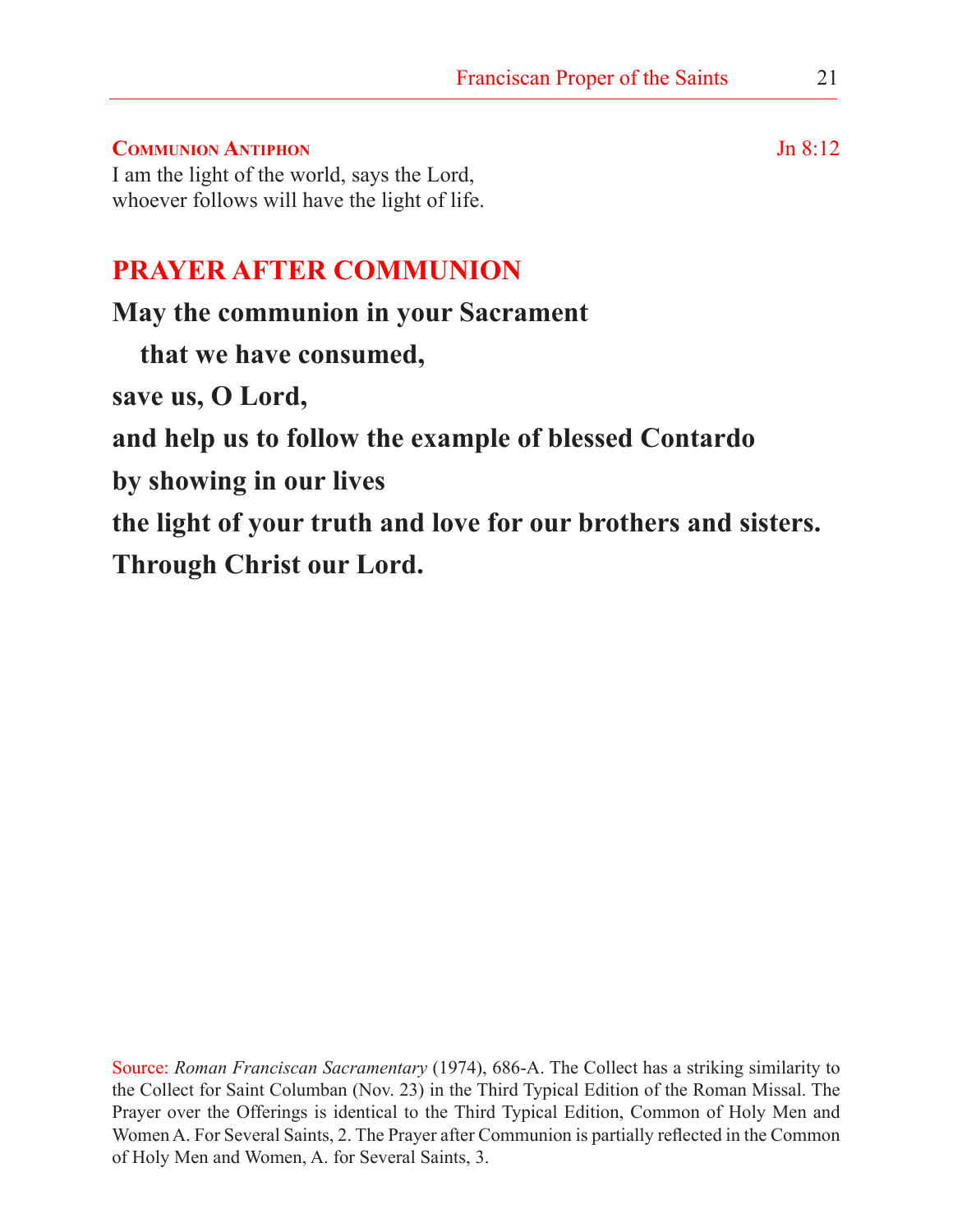**Communion Antiphon** Jn 8:12

I am the light of the world, says the Lord,
whoever follows will have the light of life.

## PRAYER AFTER COMMUNION

**May the communion in your Sacrament**
**that we have consumed,**
**save us, O Lord,**
**and help us to follow the example of blessed Contardo**
**by showing in our lives**
**the light of your truth and love for our brothers and sisters.**
**Through Christ our Lord.**

Source: *Roman Franciscan Sacramentary* (1974), 686-A. The Collect has a striking similarity to the Collect for Saint Columban (Nov. 23) in the Third Typical Edition of the Roman Missal. The Prayer over the Offerings is identical to the Third Typical Edition, Common of Holy Men and Women A. For Several Saints, 2. The Prayer after Communion is partially reflected in the Common of Holy Men and Women, A. for Several Saints, 3.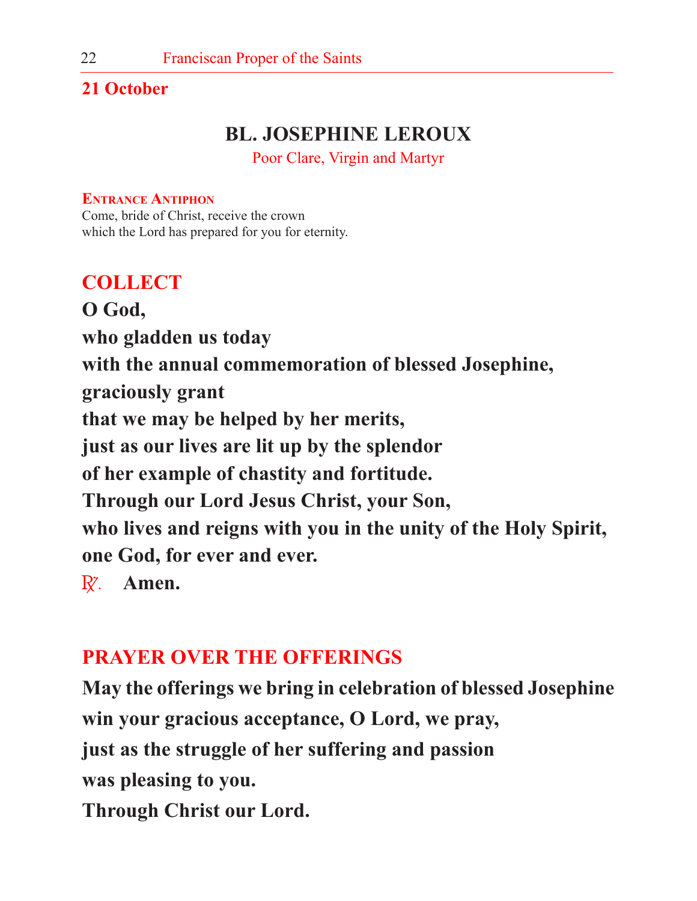**21 October**

# BL. JOSEPHINE LEROUX

Poor Clare, Virgin and Martyr

**Entrance Antiphon**

Come, bride of Christ, receive the crown
which the Lord has prepared for you for eternity.

## COLLECT

**O God,**
**who gladden us today**
**with the annual commemoration of blessed Josephine,**
**graciously grant**
**that we may be helped by her merits,**
**just as our lives are lit up by the splendor**
**of her example of chastity and fortitude.**
**Through our Lord Jesus Christ, your Son,**
**who lives and reigns with you in the unity of the Holy Spirit,**
**one God, for ever and ever.**
℟. **Amen.**

## PRAYER OVER THE OFFERINGS

**May the offerings we bring in celebration of blessed Josephine**
**win your gracious acceptance, O Lord, we pray,**
**just as the struggle of her suffering and passion**
**was pleasing to you.**
**Through Christ our Lord.**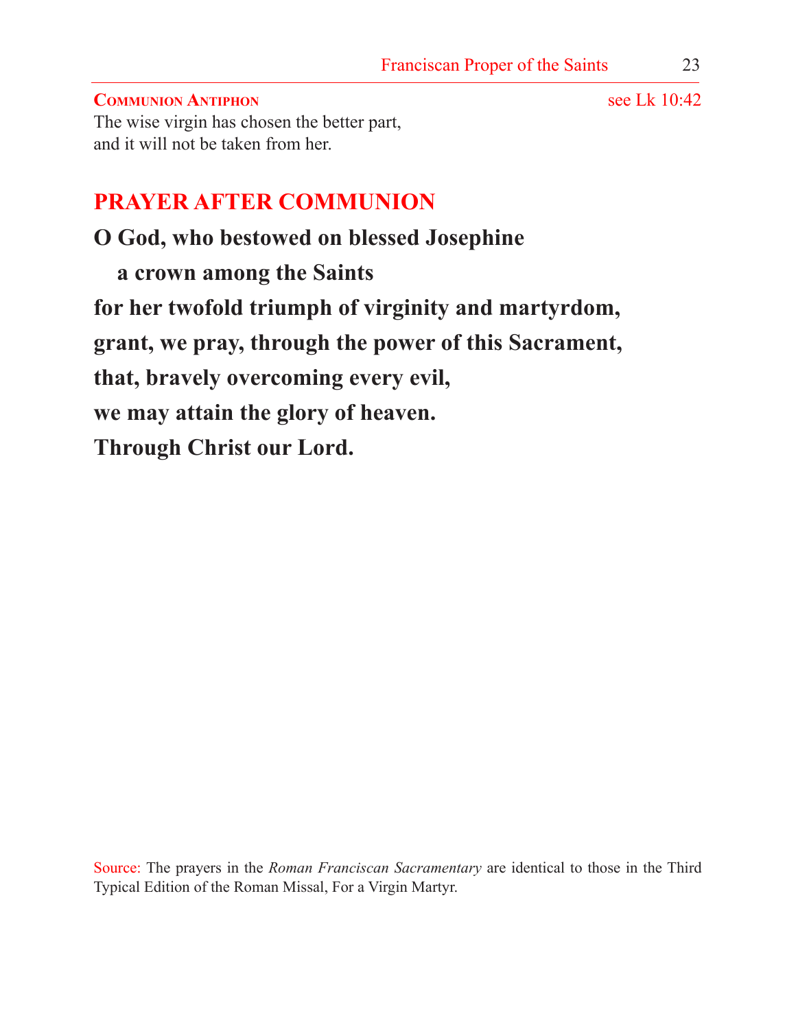**COMMUNION ANTIPHON** see Lk 10:42

The wise virgin has chosen the better part,
and it will not be taken from her.

## PRAYER AFTER COMMUNION

**O God, who bestowed on blessed Josephine**
**a crown among the Saints**
**for her twofold triumph of virginity and martyrdom,**
**grant, we pray, through the power of this Sacrament,**
**that, bravely overcoming every evil,**
**we may attain the glory of heaven.**
**Through Christ our Lord.**

Source: The prayers in the *Roman Franciscan Sacramentary* are identical to those in the Third Typical Edition of the Roman Missal, For a Virgin Martyr.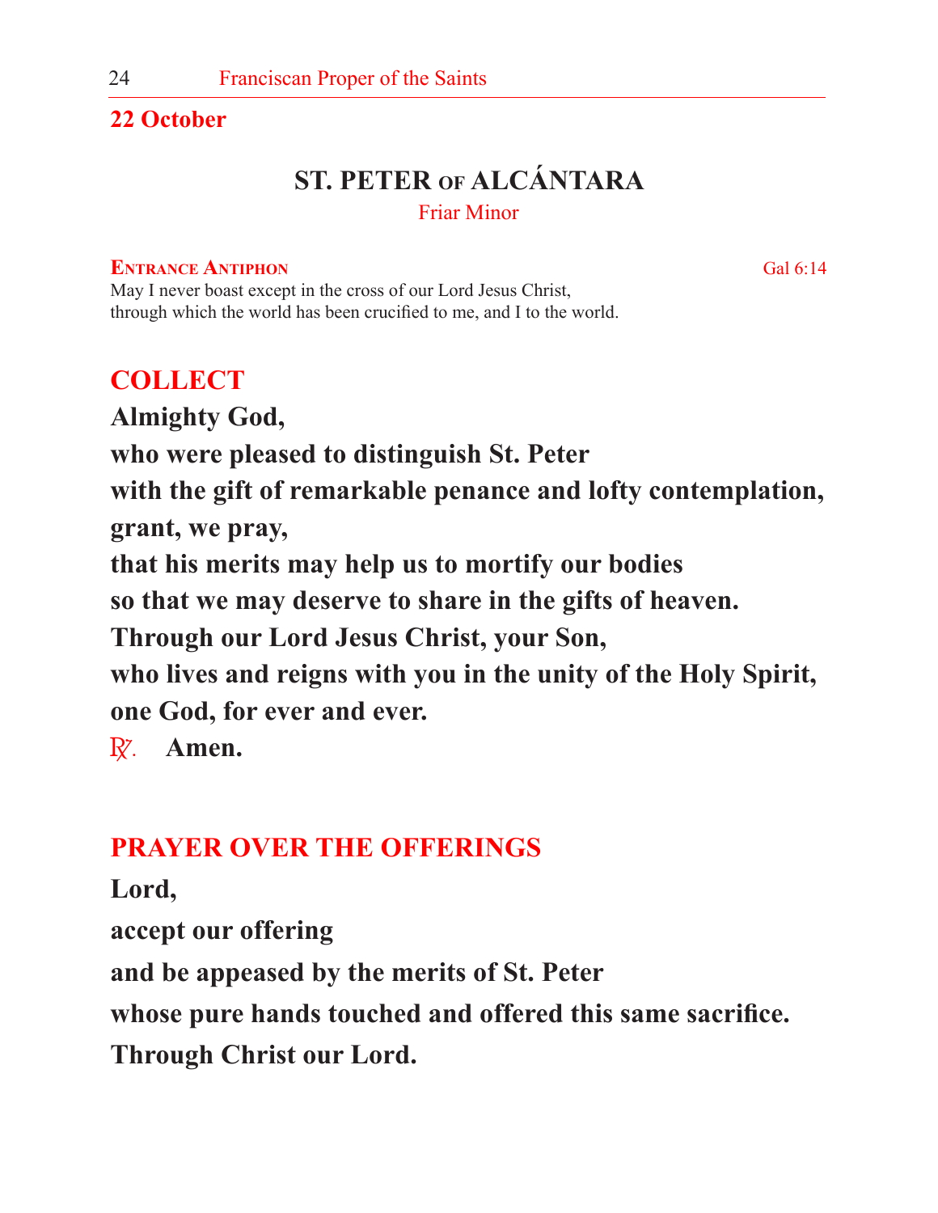**22 October**

# ST. PETER OF ALCÁNTARA

Friar Minor

**Entrance Antiphon** Gal 6:14

May I never boast except in the cross of our Lord Jesus Christ,
through which the world has been crucified to me, and I to the world.

## COLLECT

**Almighty God,**
**who were pleased to distinguish St. Peter**
**with the gift of remarkable penance and lofty contemplation,**
**grant, we pray,**
**that his merits may help us to mortify our bodies**
**so that we may deserve to share in the gifts of heaven.**
**Through our Lord Jesus Christ, your Son,**
**who lives and reigns with you in the unity of the Holy Spirit,**
**one God, for ever and ever.**
℟. **Amen.**

## PRAYER OVER THE OFFERINGS

**Lord,**
**accept our offering**
**and be appeased by the merits of St. Peter**
**whose pure hands touched and offered this same sacrifice.**
**Through Christ our Lord.**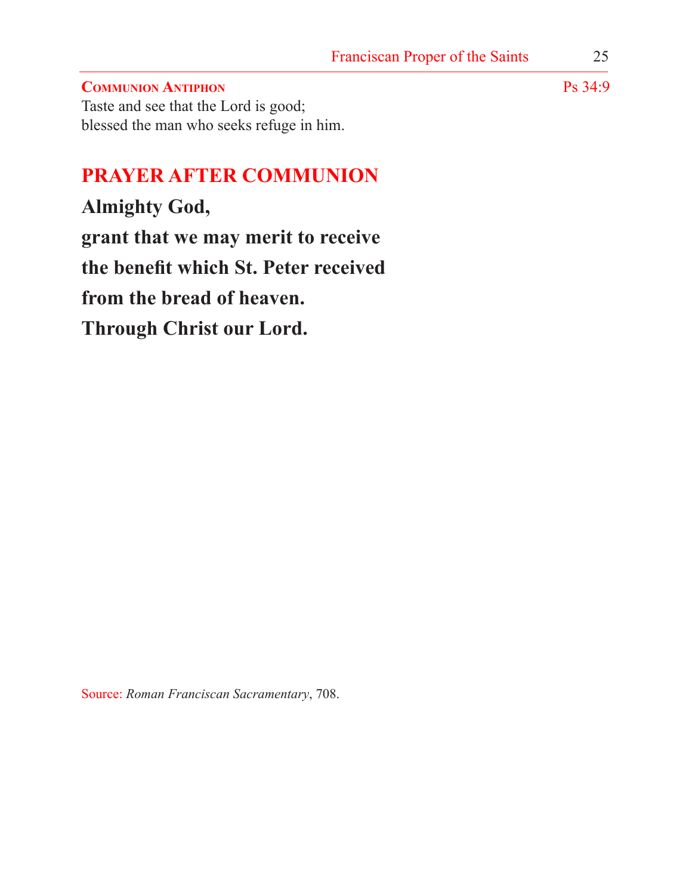**Communion Antiphon** Ps 34:9

Taste and see that the Lord is good;
blessed the man who seeks refuge in him.

## PRAYER AFTER COMMUNION

**Almighty God,**
**grant that we may merit to receive**
**the benefit which St. Peter received**
**from the bread of heaven.**
**Through Christ our Lord.**

Source: *Roman Franciscan Sacramentary*, 708.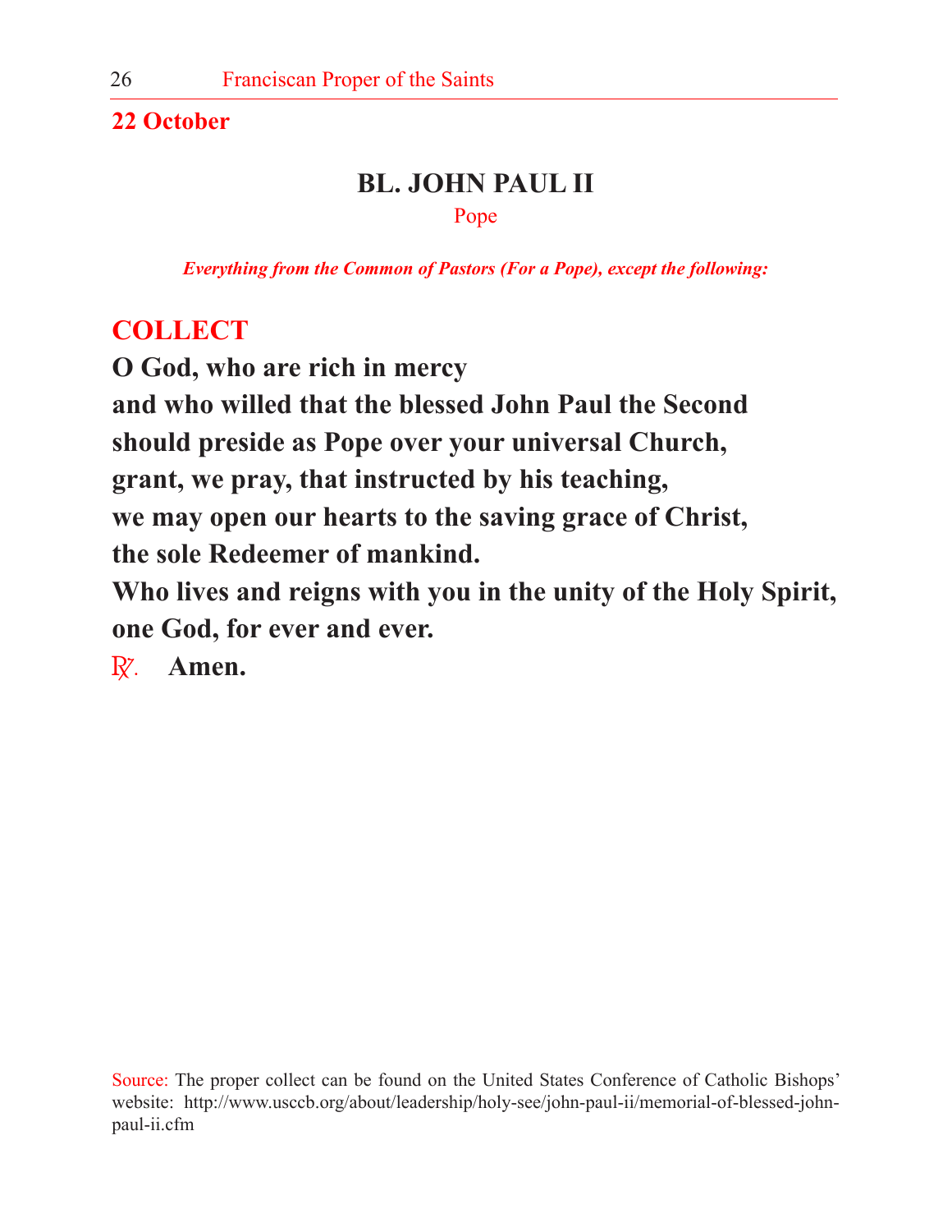**22 October**

## BL. JOHN PAUL II

Pope

*Everything from the Common of Pastors (For a Pope), except the following:*

### COLLECT

**O God, who are rich in mercy**
**and who willed that the blessed John Paul the Second**
**should preside as Pope over your universal Church,**
**grant, we pray, that instructed by his teaching,**
**we may open our hearts to the saving grace of Christ,**
**the sole Redeemer of mankind.**
**Who lives and reigns with you in the unity of the Holy Spirit,**
**one God, for ever and ever.**
℟. **Amen.**

Source: The proper collect can be found on the United States Conference of Catholic Bishops' website: http://www.usccb.org/about/leadership/holy-see/john-paul-ii/memorial-of-blessed-john-paul-ii.cfm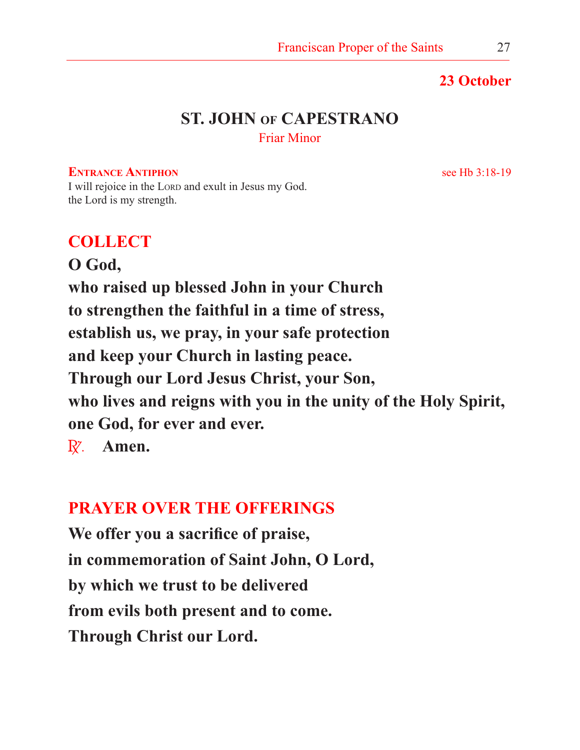**23 October**

## ST. JOHN OF CAPESTRANO

Friar Minor

**ENTRANCE ANTIPHON** see Hb 3:18-19

I will rejoice in the LORD and exult in Jesus my God.
the Lord is my strength.

### COLLECT

**O God,**
**who raised up blessed John in your Church**
**to strengthen the faithful in a time of stress,**
**establish us, we pray, in your safe protection**
**and keep your Church in lasting peace.**
**Through our Lord Jesus Christ, your Son,**
**who lives and reigns with you in the unity of the Holy Spirit,**
**one God, for ever and ever.**
℟. **Amen.**

### PRAYER OVER THE OFFERINGS

**We offer you a sacrifice of praise,**
**in commemoration of Saint John, O Lord,**
**by which we trust to be delivered**
**from evils both present and to come.**
**Through Christ our Lord.**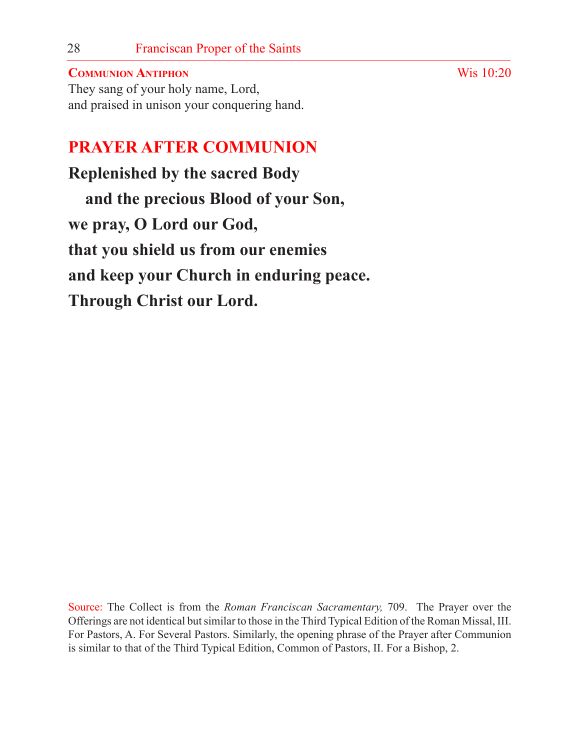**COMMUNION ANTIPHON** Wis 10:20

They sang of your holy name, Lord,
and praised in unison your conquering hand.

## PRAYER AFTER COMMUNION

**Replenished by the sacred Body**
**and the precious Blood of your Son,**
**we pray, O Lord our God,**
**that you shield us from our enemies**
**and keep your Church in enduring peace.**
**Through Christ our Lord.**

Source: The Collect is from the *Roman Franciscan Sacramentary,* 709. The Prayer over the Offerings are not identical but similar to those in the Third Typical Edition of the Roman Missal, III. For Pastors, A. For Several Pastors. Similarly, the opening phrase of the Prayer after Communion is similar to that of the Third Typical Edition, Common of Pastors, II. For a Bishop, 2.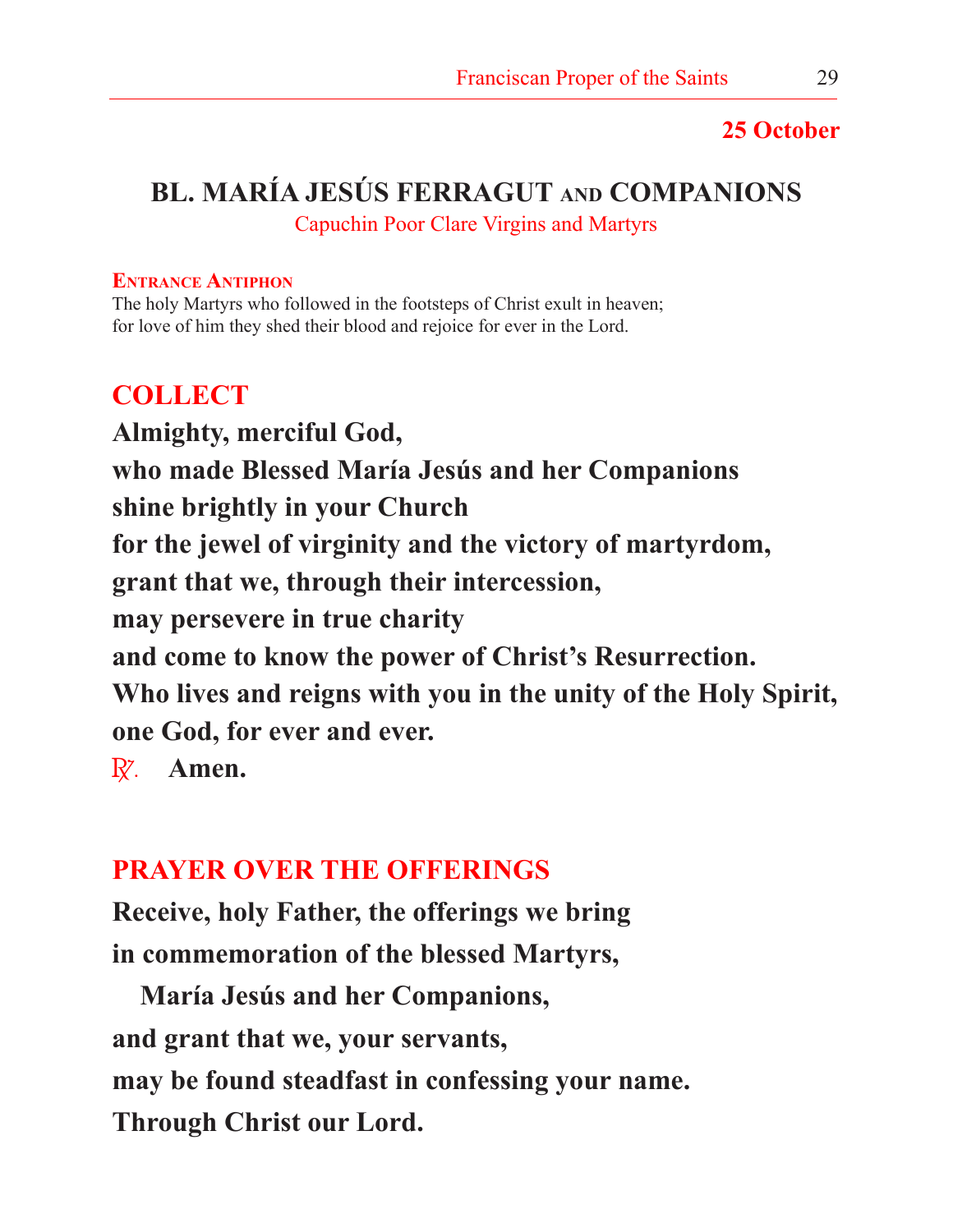**25 October**

# BL. MARÍA JESÚS FERRAGUT AND COMPANIONS

Capuchin Poor Clare Virgins and Martyrs

**ENTRANCE ANTIPHON**

The holy Martyrs who followed in the footsteps of Christ exult in heaven;
for love of him they shed their blood and rejoice for ever in the Lord.

## COLLECT

**Almighty, merciful God,**
**who made Blessed María Jesús and her Companions**
**shine brightly in your Church**
**for the jewel of virginity and the victory of martyrdom,**
**grant that we, through their intercession,**
**may persevere in true charity**
**and come to know the power of Christ's Resurrection.**
**Who lives and reigns with you in the unity of the Holy Spirit,**
**one God, for ever and ever.**
℟. **Amen.**

## PRAYER OVER THE OFFERINGS

**Receive, holy Father, the offerings we bring**
**in commemoration of the blessed Martyrs,**
**María Jesús and her Companions,**
**and grant that we, your servants,**
**may be found steadfast in confessing your name.**
**Through Christ our Lord.**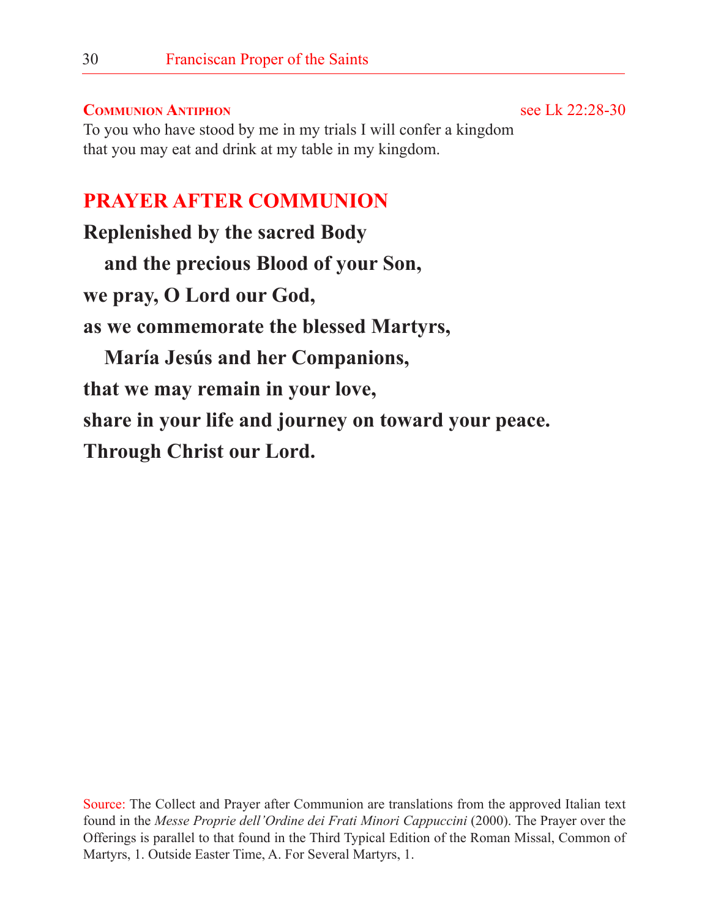**COMMUNION ANTIPHON** see Lk 22:28-30

To you who have stood by me in my trials I will confer a kingdom
that you may eat and drink at my table in my kingdom.

## PRAYER AFTER COMMUNION

**Replenished by the sacred Body**
**and the precious Blood of your Son,**
**we pray, O Lord our God,**
**as we commemorate the blessed Martyrs,**
**María Jesús and her Companions,**
**that we may remain in your love,**
**share in your life and journey on toward your peace.**
**Through Christ our Lord.**

Source: The Collect and Prayer after Communion are translations from the approved Italian text found in the *Messe Proprie dell'Ordine dei Frati Minori Cappuccini* (2000). The Prayer over the Offerings is parallel to that found in the Third Typical Edition of the Roman Missal, Common of Martyrs, 1. Outside Easter Time, A. For Several Martyrs, 1.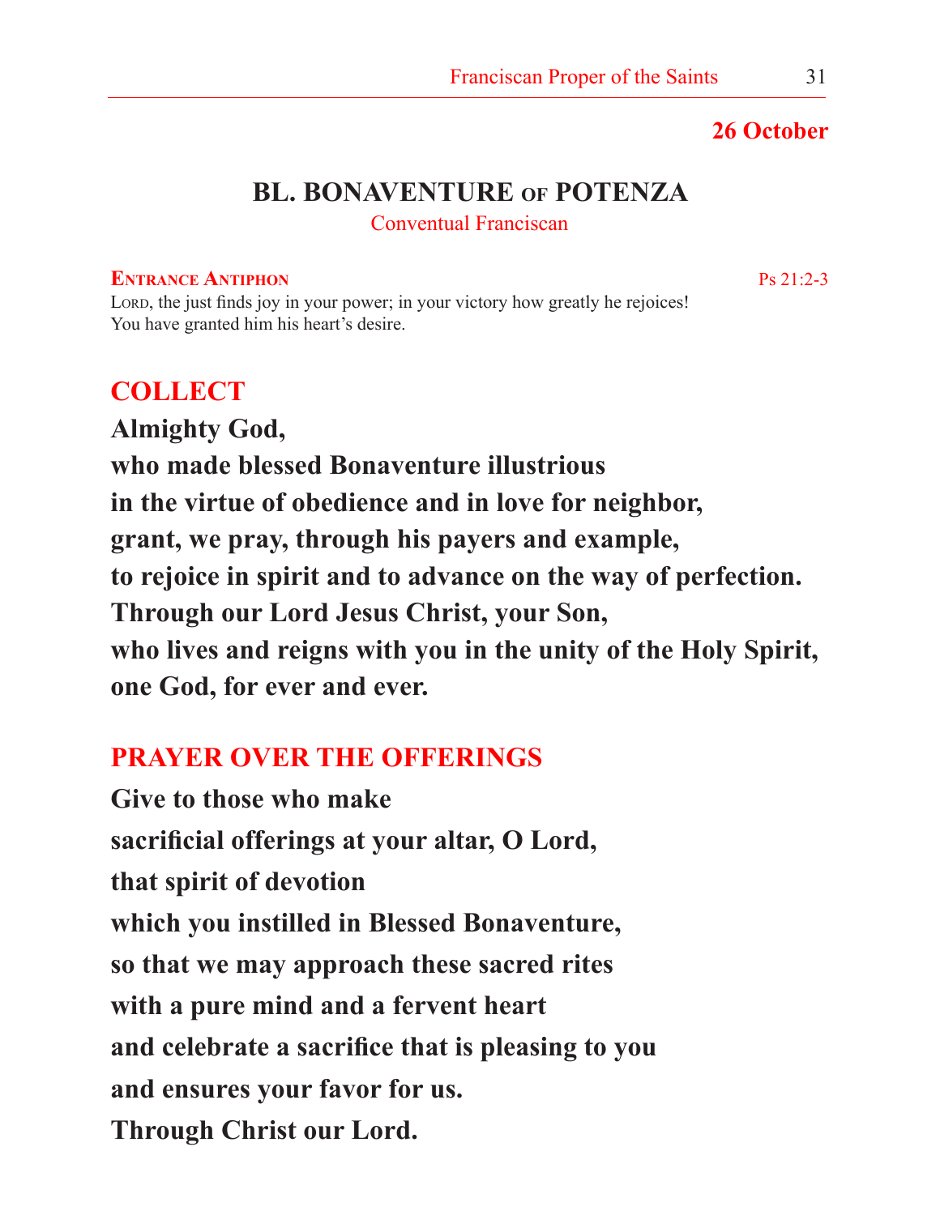**26 October**

## BL. BONAVENTURE OF POTENZA

Conventual Franciscan

**ENTRANCE ANTIPHON** Ps 21:2-3

LORD, the just finds joy in your power; in your victory how greatly he rejoices!
You have granted him his heart's desire.

## COLLECT

**Almighty God,**
**who made blessed Bonaventure illustrious**
**in the virtue of obedience and in love for neighbor,**
**grant, we pray, through his payers and example,**
**to rejoice in spirit and to advance on the way of perfection.**
**Through our Lord Jesus Christ, your Son,**
**who lives and reigns with you in the unity of the Holy Spirit,**
**one God, for ever and ever.**

## PRAYER OVER THE OFFERINGS

**Give to those who make**
**sacrificial offerings at your altar, O Lord,**
**that spirit of devotion**
**which you instilled in Blessed Bonaventure,**
**so that we may approach these sacred rites**
**with a pure mind and a fervent heart**
**and celebrate a sacrifice that is pleasing to you**
**and ensures your favor for us.**
**Through Christ our Lord.**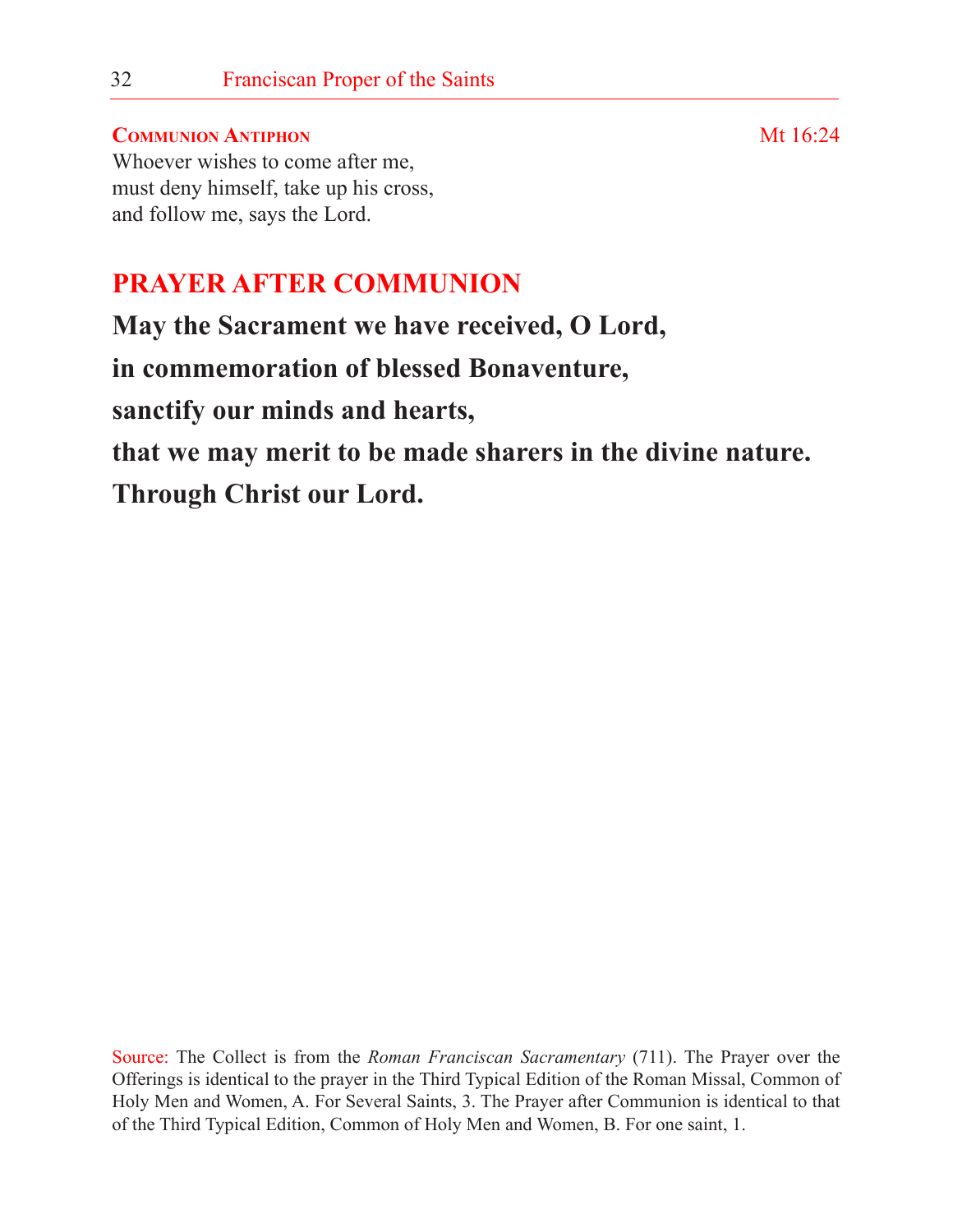**Communion Antiphon** Mt 16:24

Whoever wishes to come after me,
must deny himself, take up his cross,
and follow me, says the Lord.

## PRAYER AFTER COMMUNION

**May the Sacrament we have received, O Lord,**
**in commemoration of blessed Bonaventure,**
**sanctify our minds and hearts,**
**that we may merit to be made sharers in the divine nature.**
**Through Christ our Lord.**

Source: The Collect is from the *Roman Franciscan Sacramentary* (711). The Prayer over the Offerings is identical to the prayer in the Third Typical Edition of the Roman Missal, Common of Holy Men and Women, A. For Several Saints, 3. The Prayer after Communion is identical to that of the Third Typical Edition, Common of Holy Men and Women, B. For one saint, 1.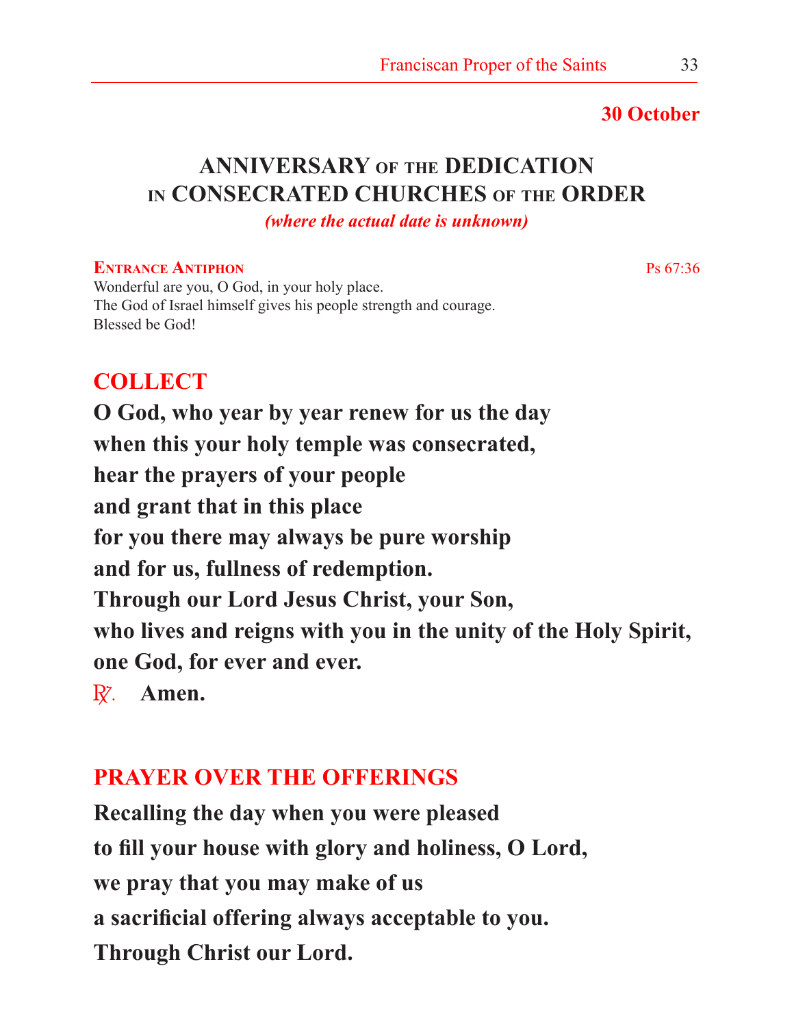**30 October**

# ANNIVERSARY OF THE DEDICATION IN CONSECRATED CHURCHES OF THE ORDER

***(where the actual date is unknown)***

**ENTRANCE ANTIPHON** Ps 67:36

Wonderful are you, O God, in your holy place.
The God of Israel himself gives his people strength and courage.
Blessed be God!

## COLLECT

**O God, who year by year renew for us the day**
**when this your holy temple was consecrated,**
**hear the prayers of your people**
**and grant that in this place**
**for you there may always be pure worship**
**and for us, fullness of redemption.**
**Through our Lord Jesus Christ, your Son,**
**who lives and reigns with you in the unity of the Holy Spirit,**
**one God, for ever and ever.**

℟. **Amen.**

## PRAYER OVER THE OFFERINGS

**Recalling the day when you were pleased**
**to fill your house with glory and holiness, O Lord,**
**we pray that you may make of us**
**a sacrificial offering always acceptable to you.**
**Through Christ our Lord.**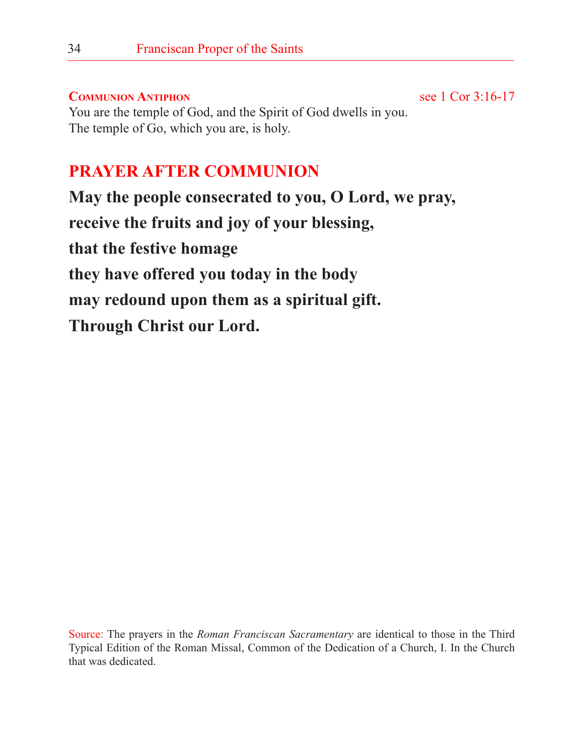**Communion Antiphon** see 1 Cor 3:16-17

You are the temple of God, and the Spirit of God dwells in you.
The temple of Go, which you are, is holy.

## PRAYER AFTER COMMUNION

**May the people consecrated to you, O Lord, we pray,**
**receive the fruits and joy of your blessing,**
**that the festive homage**
**they have offered you today in the body**
**may redound upon them as a spiritual gift.**
**Through Christ our Lord.**

Source: The prayers in the *Roman Franciscan Sacramentary* are identical to those in the Third Typical Edition of the Roman Missal, Common of the Dedication of a Church, I. In the Church that was dedicated.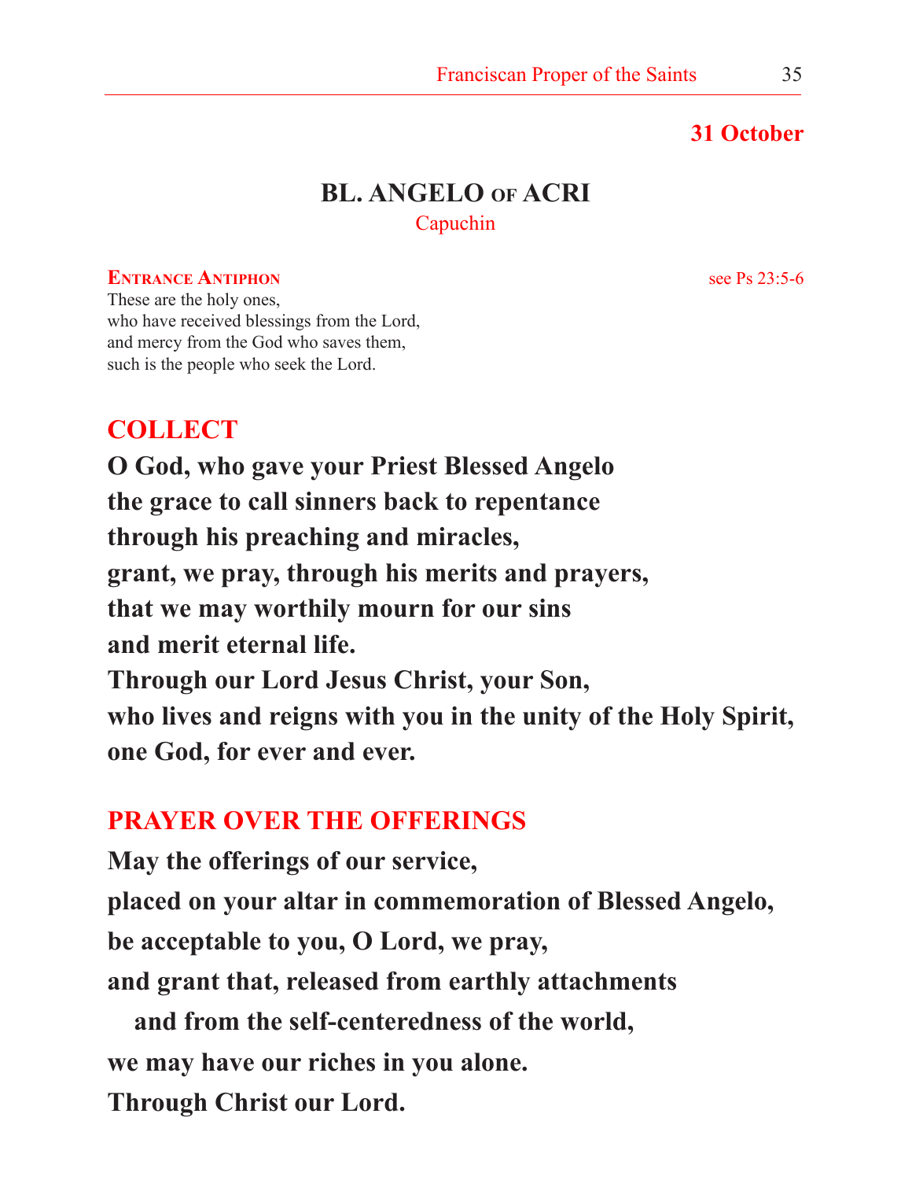**31 October**

# BL. ANGELO OF ACRI

Capuchin

**ENTRANCE ANTIPHON** see Ps 23:5-6

These are the holy ones,
who have received blessings from the Lord,
and mercy from the God who saves them,
such is the people who seek the Lord.

## COLLECT

**O God, who gave your Priest Blessed Angelo**
**the grace to call sinners back to repentance**
**through his preaching and miracles,**
**grant, we pray, through his merits and prayers,**
**that we may worthily mourn for our sins**
**and merit eternal life.**
**Through our Lord Jesus Christ, your Son,**
**who lives and reigns with you in the unity of the Holy Spirit,**
**one God, for ever and ever.**

## PRAYER OVER THE OFFERINGS

**May the offerings of our service,**
**placed on your altar in commemoration of Blessed Angelo,**
**be acceptable to you, O Lord, we pray,**
**and grant that, released from earthly attachments**
**and from the self-centeredness of the world,**
**we may have our riches in you alone.**
**Through Christ our Lord.**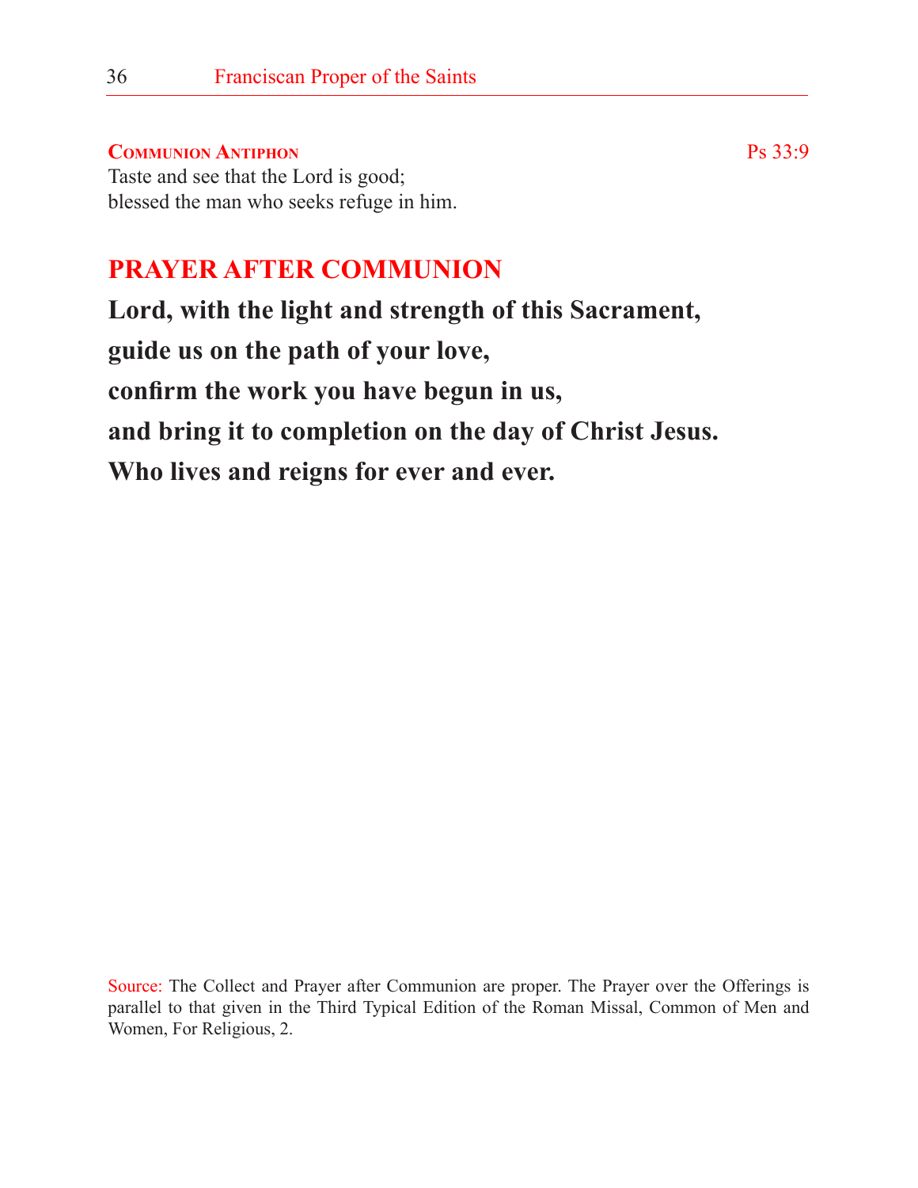**COMMUNION ANTIPHON** Ps 33:9

Taste and see that the Lord is good;
blessed the man who seeks refuge in him.

## PRAYER AFTER COMMUNION

**Lord, with the light and strength of this Sacrament,**
**guide us on the path of your love,**
**confirm the work you have begun in us,**
**and bring it to completion on the day of Christ Jesus.**
**Who lives and reigns for ever and ever.**

Source: The Collect and Prayer after Communion are proper. The Prayer over the Offerings is parallel to that given in the Third Typical Edition of the Roman Missal, Common of Men and Women, For Religious, 2.